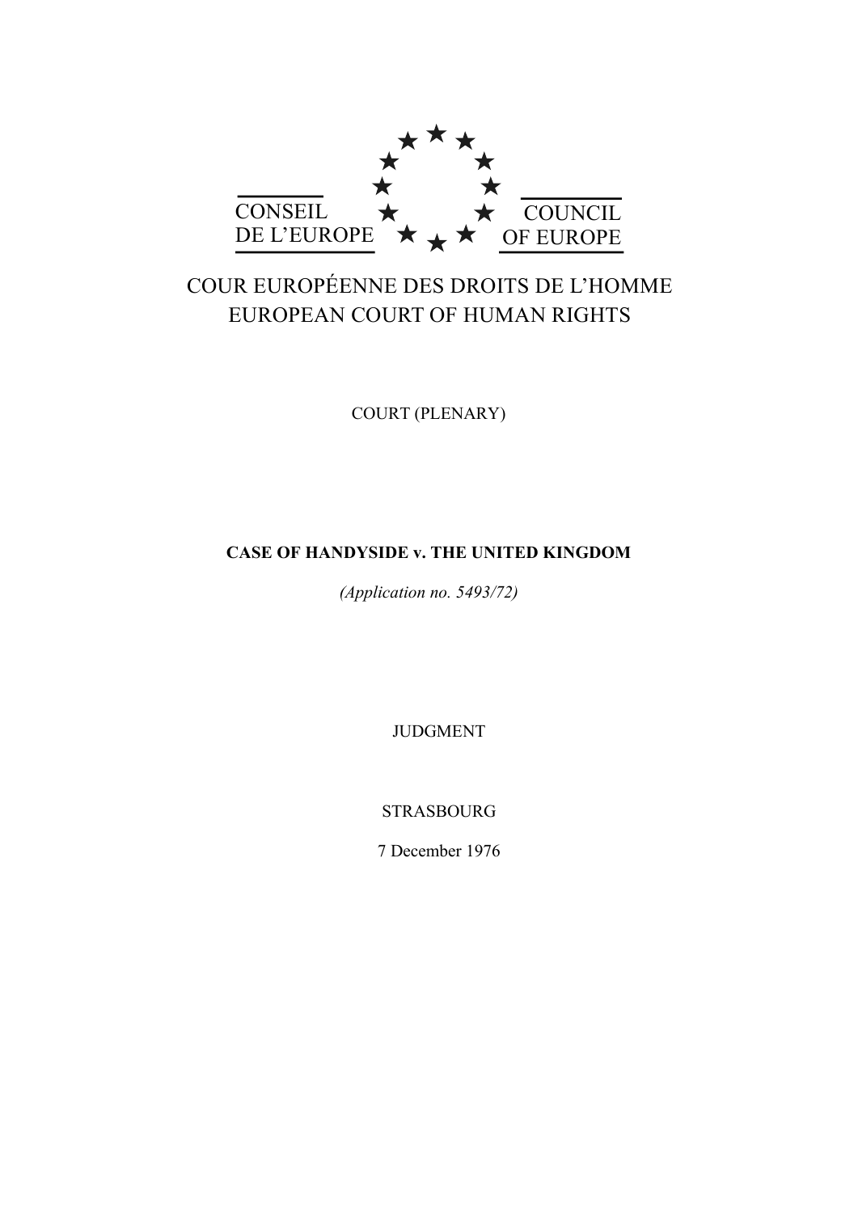CONSEIL DE L'EUROPE

COUNCIL OF EUROPE

COUR EUROPÉENNE DES DROITS DE L'HOMME
EUROPEAN COURT OF HUMAN RIGHTS

COURT (PLENARY)

**CASE OF HANDYSIDE v. THE UNITED KINGDOM**

*(Application no. 5493/72)*

JUDGMENT

STRASBOURG

7 December 1976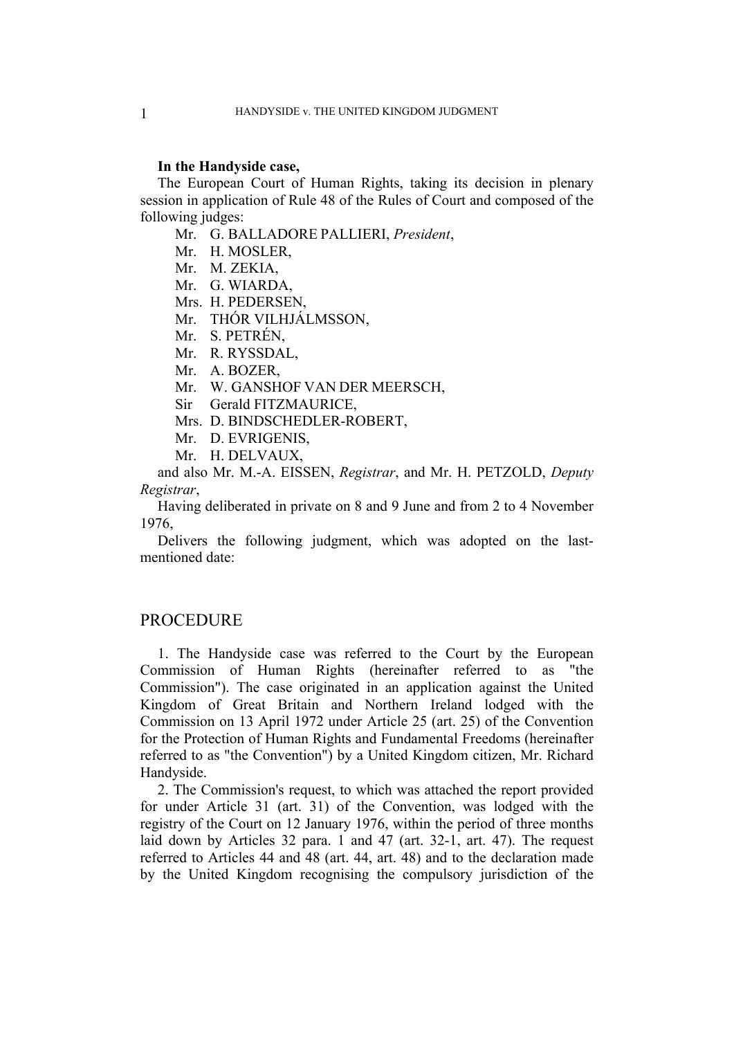**In the Handyside case,**

The European Court of Human Rights, taking its decision in plenary session in application of Rule 48 of the Rules of Court and composed of the following judges:

Mr. G. BALLADORE PALLIERI, *President*,
Mr. H. MOSLER,
Mr. M. ZEKIA,
Mr. G. WIARDA,
Mrs. H. PEDERSEN,
Mr. THÓR VILHJÁLMSSON,
Mr. S. PETRÉN,
Mr. R. RYSSDAL,
Mr. A. BOZER,
Mr. W. GANSHOF VAN DER MEERSCH,
Sir Gerald FITZMAURICE,
Mrs. D. BINDSCHEDLER-ROBERT,
Mr. D. EVRIGENIS,
Mr. H. DELVAUX,

and also Mr. M.-A. EISSEN, *Registrar*, and Mr. H. PETZOLD, *Deputy Registrar*,

Having deliberated in private on 8 and 9 June and from 2 to 4 November 1976,

Delivers the following judgment, which was adopted on the last-mentioned date:

## PROCEDURE

1. The Handyside case was referred to the Court by the European Commission of Human Rights (hereinafter referred to as "the Commission"). The case originated in an application against the United Kingdom of Great Britain and Northern Ireland lodged with the Commission on 13 April 1972 under Article 25 (art. 25) of the Convention for the Protection of Human Rights and Fundamental Freedoms (hereinafter referred to as "the Convention") by a United Kingdom citizen, Mr. Richard Handyside.

2. The Commission's request, to which was attached the report provided for under Article 31 (art. 31) of the Convention, was lodged with the registry of the Court on 12 January 1976, within the period of three months laid down by Articles 32 para. 1 and 47 (art. 32-1, art. 47). The request referred to Articles 44 and 48 (art. 44, art. 48) and to the declaration made by the United Kingdom recognising the compulsory jurisdiction of the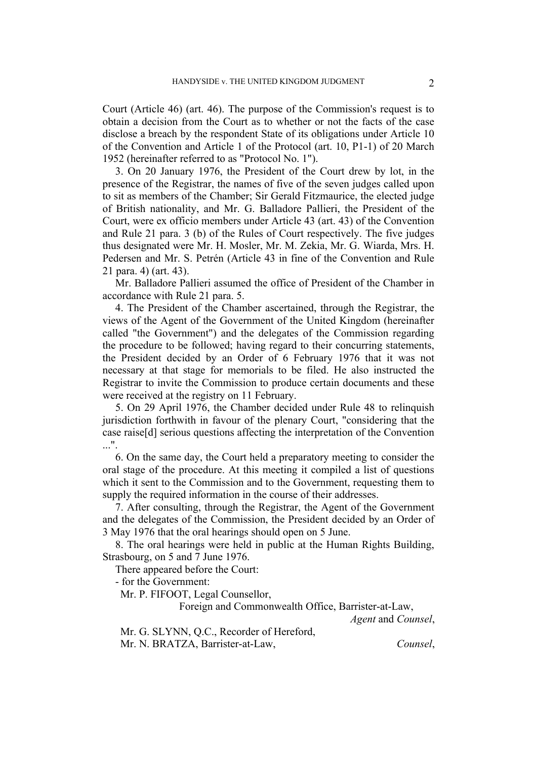Court (Article 46) (art. 46). The purpose of the Commission's request is to obtain a decision from the Court as to whether or not the facts of the case disclose a breach by the respondent State of its obligations under Article 10 of the Convention and Article 1 of the Protocol (art. 10, P1-1) of 20 March 1952 (hereinafter referred to as "Protocol No. 1").

3. On 20 January 1976, the President of the Court drew by lot, in the presence of the Registrar, the names of five of the seven judges called upon to sit as members of the Chamber; Sir Gerald Fitzmaurice, the elected judge of British nationality, and Mr. G. Balladore Pallieri, the President of the Court, were ex officio members under Article 43 (art. 43) of the Convention and Rule 21 para. 3 (b) of the Rules of Court respectively. The five judges thus designated were Mr. H. Mosler, Mr. M. Zekia, Mr. G. Wiarda, Mrs. H. Pedersen and Mr. S. Petrén (Article 43 in fine of the Convention and Rule 21 para. 4) (art. 43).

Mr. Balladore Pallieri assumed the office of President of the Chamber in accordance with Rule 21 para. 5.

4. The President of the Chamber ascertained, through the Registrar, the views of the Agent of the Government of the United Kingdom (hereinafter called "the Government") and the delegates of the Commission regarding the procedure to be followed; having regard to their concurring statements, the President decided by an Order of 6 February 1976 that it was not necessary at that stage for memorials to be filed. He also instructed the Registrar to invite the Commission to produce certain documents and these were received at the registry on 11 February.

5. On 29 April 1976, the Chamber decided under Rule 48 to relinquish jurisdiction forthwith in favour of the plenary Court, "considering that the case raise[d] serious questions affecting the interpretation of the Convention ...".

6. On the same day, the Court held a preparatory meeting to consider the oral stage of the procedure. At this meeting it compiled a list of questions which it sent to the Commission and to the Government, requesting them to supply the required information in the course of their addresses.

7. After consulting, through the Registrar, the Agent of the Government and the delegates of the Commission, the President decided by an Order of 3 May 1976 that the oral hearings should open on 5 June.

8. The oral hearings were held in public at the Human Rights Building, Strasbourg, on 5 and 7 June 1976.

There appeared before the Court:

- for the Government:

Mr. P. FIFOOT, Legal Counsellor,
Foreign and Commonwealth Office, Barrister-at-Law,
*Agent* and *Counsel*,

Mr. G. SLYNN, Q.C., Recorder of Hereford,

Mr. N. BRATZA, Barrister-at-Law, *Counsel*,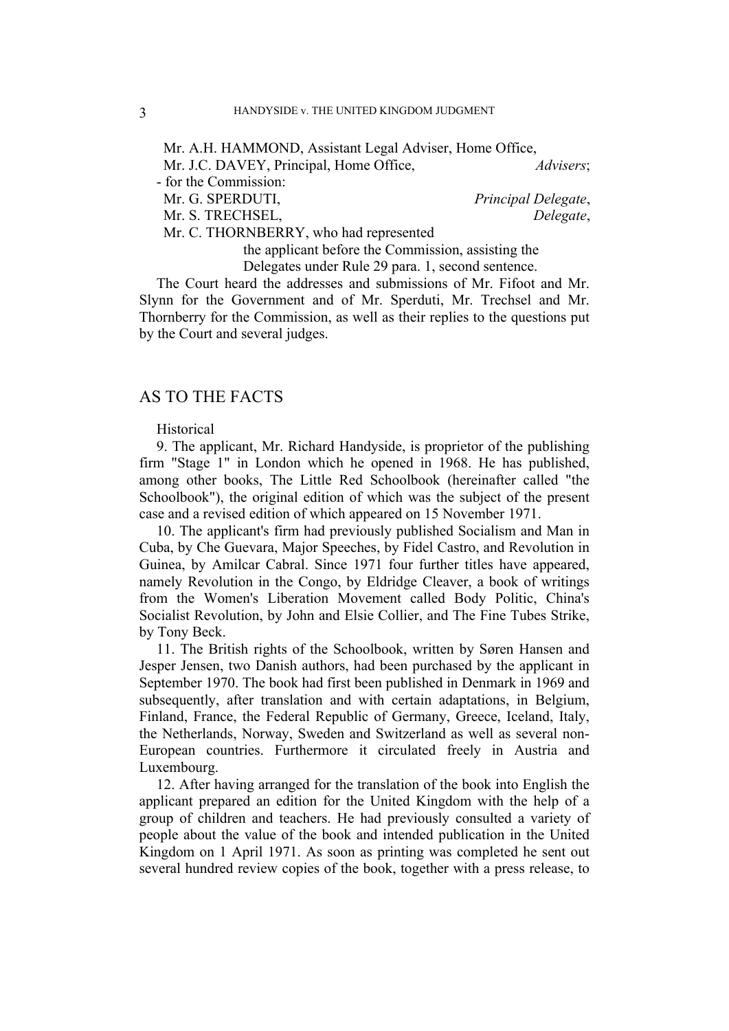Mr. A.H. HAMMOND, Assistant Legal Adviser, Home Office,
Mr. J.C. DAVEY, Principal, Home Office, *Advisers*;

- for the Commission:

Mr. G. SPERDUTI, *Principal Delegate*,
Mr. S. TRECHSEL, *Delegate*,
Mr. C. THORNBERRY, who had represented the applicant before the Commission, assisting the Delegates under Rule 29 para. 1, second sentence.

The Court heard the addresses and submissions of Mr. Fifoot and Mr. Slynn for the Government and of Mr. Sperduti, Mr. Trechsel and Mr. Thornberry for the Commission, as well as their replies to the questions put by the Court and several judges.

## AS TO THE FACTS

Historical

9. The applicant, Mr. Richard Handyside, is proprietor of the publishing firm "Stage 1" in London which he opened in 1968. He has published, among other books, The Little Red Schoolbook (hereinafter called "the Schoolbook"), the original edition of which was the subject of the present case and a revised edition of which appeared on 15 November 1971.

10. The applicant's firm had previously published Socialism and Man in Cuba, by Che Guevara, Major Speeches, by Fidel Castro, and Revolution in Guinea, by Amilcar Cabral. Since 1971 four further titles have appeared, namely Revolution in the Congo, by Eldridge Cleaver, a book of writings from the Women's Liberation Movement called Body Politic, China's Socialist Revolution, by John and Elsie Collier, and The Fine Tubes Strike, by Tony Beck.

11. The British rights of the Schoolbook, written by Søren Hansen and Jesper Jensen, two Danish authors, had been purchased by the applicant in September 1970. The book had first been published in Denmark in 1969 and subsequently, after translation and with certain adaptations, in Belgium, Finland, France, the Federal Republic of Germany, Greece, Iceland, Italy, the Netherlands, Norway, Sweden and Switzerland as well as several non-European countries. Furthermore it circulated freely in Austria and Luxembourg.

12. After having arranged for the translation of the book into English the applicant prepared an edition for the United Kingdom with the help of a group of children and teachers. He had previously consulted a variety of people about the value of the book and intended publication in the United Kingdom on 1 April 1971. As soon as printing was completed he sent out several hundred review copies of the book, together with a press release, to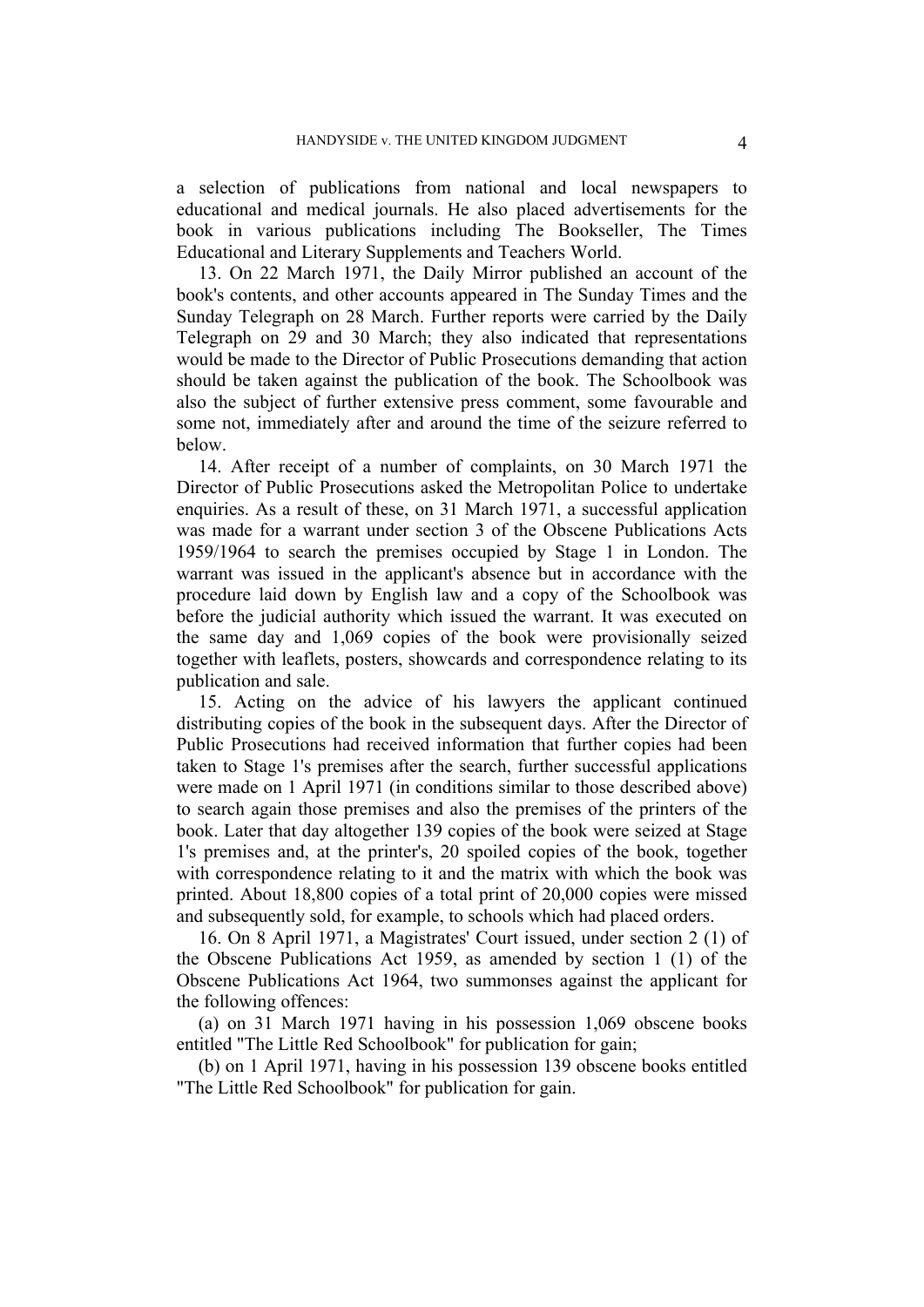a selection of publications from national and local newspapers to educational and medical journals. He also placed advertisements for the book in various publications including The Bookseller, The Times Educational and Literary Supplements and Teachers World.

13. On 22 March 1971, the Daily Mirror published an account of the book's contents, and other accounts appeared in The Sunday Times and the Sunday Telegraph on 28 March. Further reports were carried by the Daily Telegraph on 29 and 30 March; they also indicated that representations would be made to the Director of Public Prosecutions demanding that action should be taken against the publication of the book. The Schoolbook was also the subject of further extensive press comment, some favourable and some not, immediately after and around the time of the seizure referred to below.

14. After receipt of a number of complaints, on 30 March 1971 the Director of Public Prosecutions asked the Metropolitan Police to undertake enquiries. As a result of these, on 31 March 1971, a successful application was made for a warrant under section 3 of the Obscene Publications Acts 1959/1964 to search the premises occupied by Stage 1 in London. The warrant was issued in the applicant's absence but in accordance with the procedure laid down by English law and a copy of the Schoolbook was before the judicial authority which issued the warrant. It was executed on the same day and 1,069 copies of the book were provisionally seized together with leaflets, posters, showcards and correspondence relating to its publication and sale.

15. Acting on the advice of his lawyers the applicant continued distributing copies of the book in the subsequent days. After the Director of Public Prosecutions had received information that further copies had been taken to Stage 1's premises after the search, further successful applications were made on 1 April 1971 (in conditions similar to those described above) to search again those premises and also the premises of the printers of the book. Later that day altogether 139 copies of the book were seized at Stage 1's premises and, at the printer's, 20 spoiled copies of the book, together with correspondence relating to it and the matrix with which the book was printed. About 18,800 copies of a total print of 20,000 copies were missed and subsequently sold, for example, to schools which had placed orders.

16. On 8 April 1971, a Magistrates' Court issued, under section 2 (1) of the Obscene Publications Act 1959, as amended by section 1 (1) of the Obscene Publications Act 1964, two summonses against the applicant for the following offences:

(a) on 31 March 1971 having in his possession 1,069 obscene books entitled "The Little Red Schoolbook" for publication for gain;

(b) on 1 April 1971, having in his possession 139 obscene books entitled "The Little Red Schoolbook" for publication for gain.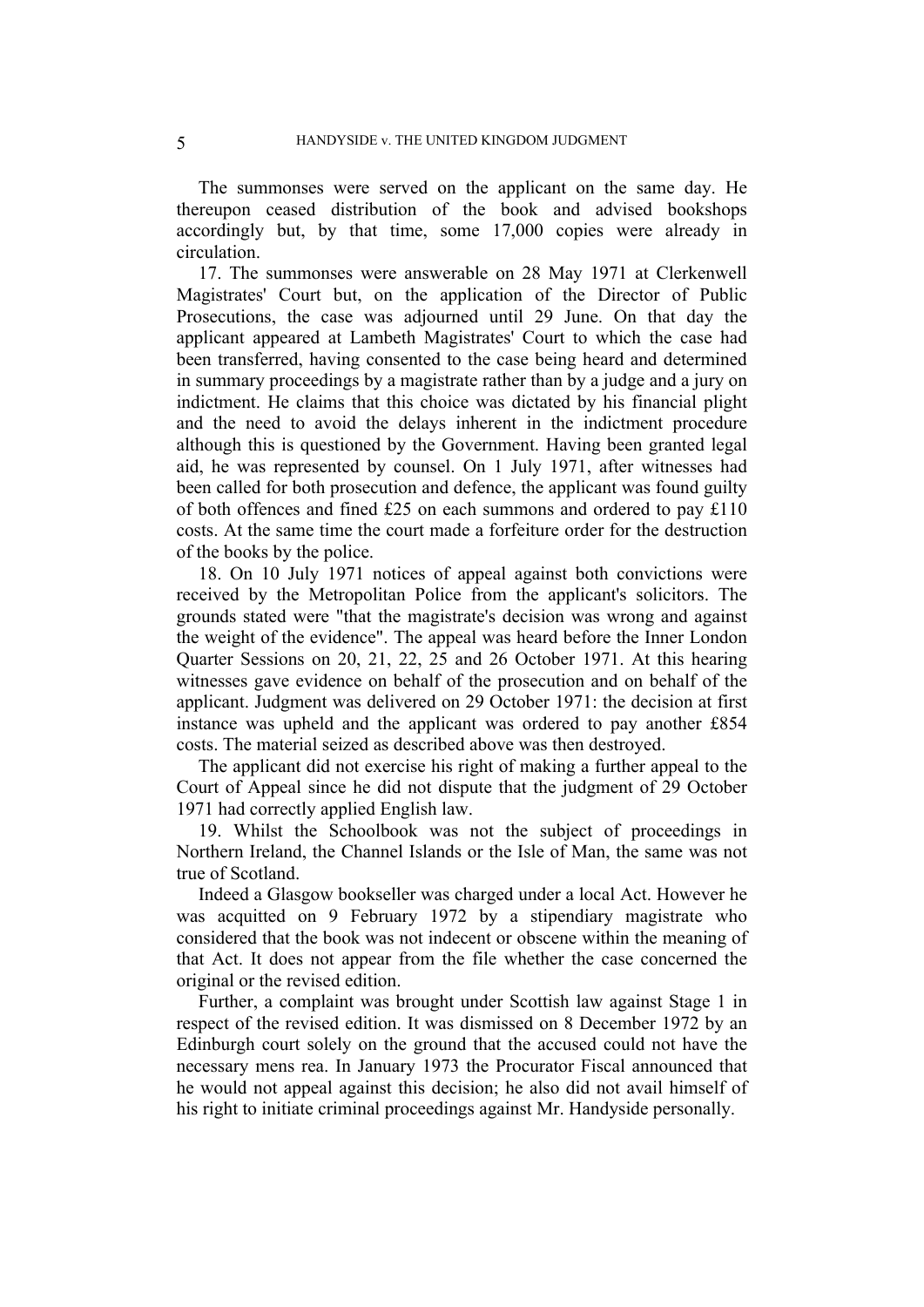The summonses were served on the applicant on the same day. He thereupon ceased distribution of the book and advised bookshops accordingly but, by that time, some 17,000 copies were already in circulation.

17. The summonses were answerable on 28 May 1971 at Clerkenwell Magistrates' Court but, on the application of the Director of Public Prosecutions, the case was adjourned until 29 June. On that day the applicant appeared at Lambeth Magistrates' Court to which the case had been transferred, having consented to the case being heard and determined in summary proceedings by a magistrate rather than by a judge and a jury on indictment. He claims that this choice was dictated by his financial plight and the need to avoid the delays inherent in the indictment procedure although this is questioned by the Government. Having been granted legal aid, he was represented by counsel. On 1 July 1971, after witnesses had been called for both prosecution and defence, the applicant was found guilty of both offences and fined £25 on each summons and ordered to pay £110 costs. At the same time the court made a forfeiture order for the destruction of the books by the police.

18. On 10 July 1971 notices of appeal against both convictions were received by the Metropolitan Police from the applicant's solicitors. The grounds stated were "that the magistrate's decision was wrong and against the weight of the evidence". The appeal was heard before the Inner London Quarter Sessions on 20, 21, 22, 25 and 26 October 1971. At this hearing witnesses gave evidence on behalf of the prosecution and on behalf of the applicant. Judgment was delivered on 29 October 1971: the decision at first instance was upheld and the applicant was ordered to pay another £854 costs. The material seized as described above was then destroyed.

The applicant did not exercise his right of making a further appeal to the Court of Appeal since he did not dispute that the judgment of 29 October 1971 had correctly applied English law.

19. Whilst the Schoolbook was not the subject of proceedings in Northern Ireland, the Channel Islands or the Isle of Man, the same was not true of Scotland.

Indeed a Glasgow bookseller was charged under a local Act. However he was acquitted on 9 February 1972 by a stipendiary magistrate who considered that the book was not indecent or obscene within the meaning of that Act. It does not appear from the file whether the case concerned the original or the revised edition.

Further, a complaint was brought under Scottish law against Stage 1 in respect of the revised edition. It was dismissed on 8 December 1972 by an Edinburgh court solely on the ground that the accused could not have the necessary mens rea. In January 1973 the Procurator Fiscal announced that he would not appeal against this decision; he also did not avail himself of his right to initiate criminal proceedings against Mr. Handyside personally.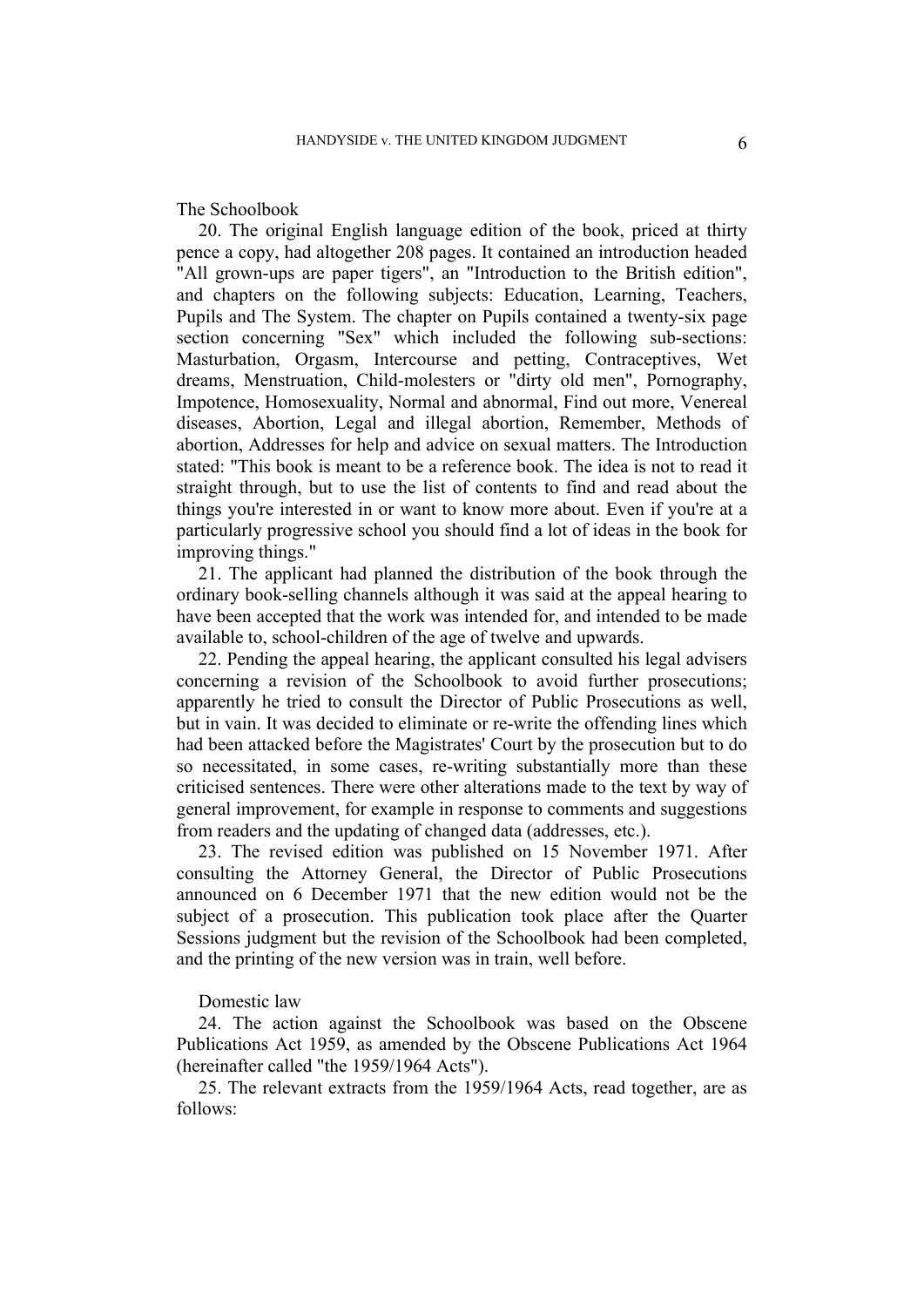The Schoolbook

20. The original English language edition of the book, priced at thirty pence a copy, had altogether 208 pages. It contained an introduction headed "All grown-ups are paper tigers", an "Introduction to the British edition", and chapters on the following subjects: Education, Learning, Teachers, Pupils and The System. The chapter on Pupils contained a twenty-six page section concerning "Sex" which included the following sub-sections: Masturbation, Orgasm, Intercourse and petting, Contraceptives, Wet dreams, Menstruation, Child-molesters or "dirty old men", Pornography, Impotence, Homosexuality, Normal and abnormal, Find out more, Venereal diseases, Abortion, Legal and illegal abortion, Remember, Methods of abortion, Addresses for help and advice on sexual matters. The Introduction stated: "This book is meant to be a reference book. The idea is not to read it straight through, but to use the list of contents to find and read about the things you're interested in or want to know more about. Even if you're at a particularly progressive school you should find a lot of ideas in the book for improving things."

21. The applicant had planned the distribution of the book through the ordinary book-selling channels although it was said at the appeal hearing to have been accepted that the work was intended for, and intended to be made available to, school-children of the age of twelve and upwards.

22. Pending the appeal hearing, the applicant consulted his legal advisers concerning a revision of the Schoolbook to avoid further prosecutions; apparently he tried to consult the Director of Public Prosecutions as well, but in vain. It was decided to eliminate or re-write the offending lines which had been attacked before the Magistrates' Court by the prosecution but to do so necessitated, in some cases, re-writing substantially more than these criticised sentences. There were other alterations made to the text by way of general improvement, for example in response to comments and suggestions from readers and the updating of changed data (addresses, etc.).

23. The revised edition was published on 15 November 1971. After consulting the Attorney General, the Director of Public Prosecutions announced on 6 December 1971 that the new edition would not be the subject of a prosecution. This publication took place after the Quarter Sessions judgment but the revision of the Schoolbook had been completed, and the printing of the new version was in train, well before.

Domestic law

24. The action against the Schoolbook was based on the Obscene Publications Act 1959, as amended by the Obscene Publications Act 1964 (hereinafter called "the 1959/1964 Acts").

25. The relevant extracts from the 1959/1964 Acts, read together, are as follows: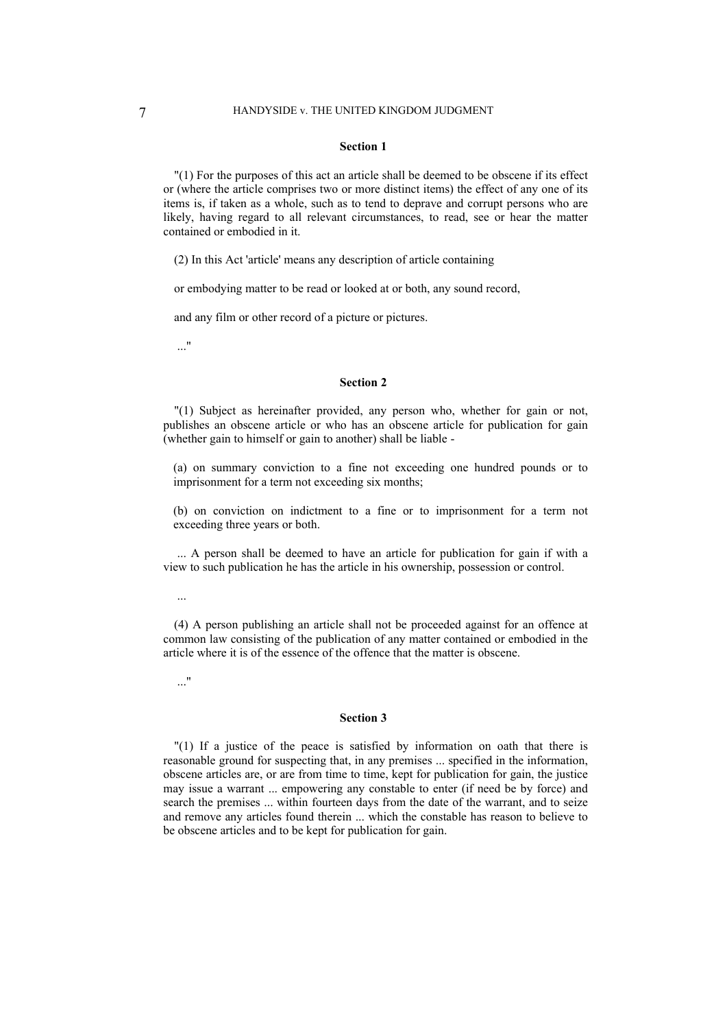**Section 1**

"(1) For the purposes of this act an article shall be deemed to be obscene if its effect or (where the article comprises two or more distinct items) the effect of any one of its items is, if taken as a whole, such as to tend to deprave and corrupt persons who are likely, having regard to all relevant circumstances, to read, see or hear the matter contained or embodied in it.

(2) In this Act 'article' means any description of article containing

or embodying matter to be read or looked at or both, any sound record,

and any film or other record of a picture or pictures.

..."

**Section 2**

"(1) Subject as hereinafter provided, any person who, whether for gain or not, publishes an obscene article or who has an obscene article for publication for gain (whether gain to himself or gain to another) shall be liable -

(a) on summary conviction to a fine not exceeding one hundred pounds or to imprisonment for a term not exceeding six months;

(b) on conviction on indictment to a fine or to imprisonment for a term not exceeding three years or both.

... A person shall be deemed to have an article for publication for gain if with a view to such publication he has the article in his ownership, possession or control.

...

(4) A person publishing an article shall not be proceeded against for an offence at common law consisting of the publication of any matter contained or embodied in the article where it is of the essence of the offence that the matter is obscene.

..."

**Section 3**

"(1) If a justice of the peace is satisfied by information on oath that there is reasonable ground for suspecting that, in any premises ... specified in the information, obscene articles are, or are from time to time, kept for publication for gain, the justice may issue a warrant ... empowering any constable to enter (if need be by force) and search the premises ... within fourteen days from the date of the warrant, and to seize and remove any articles found therein ... which the constable has reason to believe to be obscene articles and to be kept for publication for gain.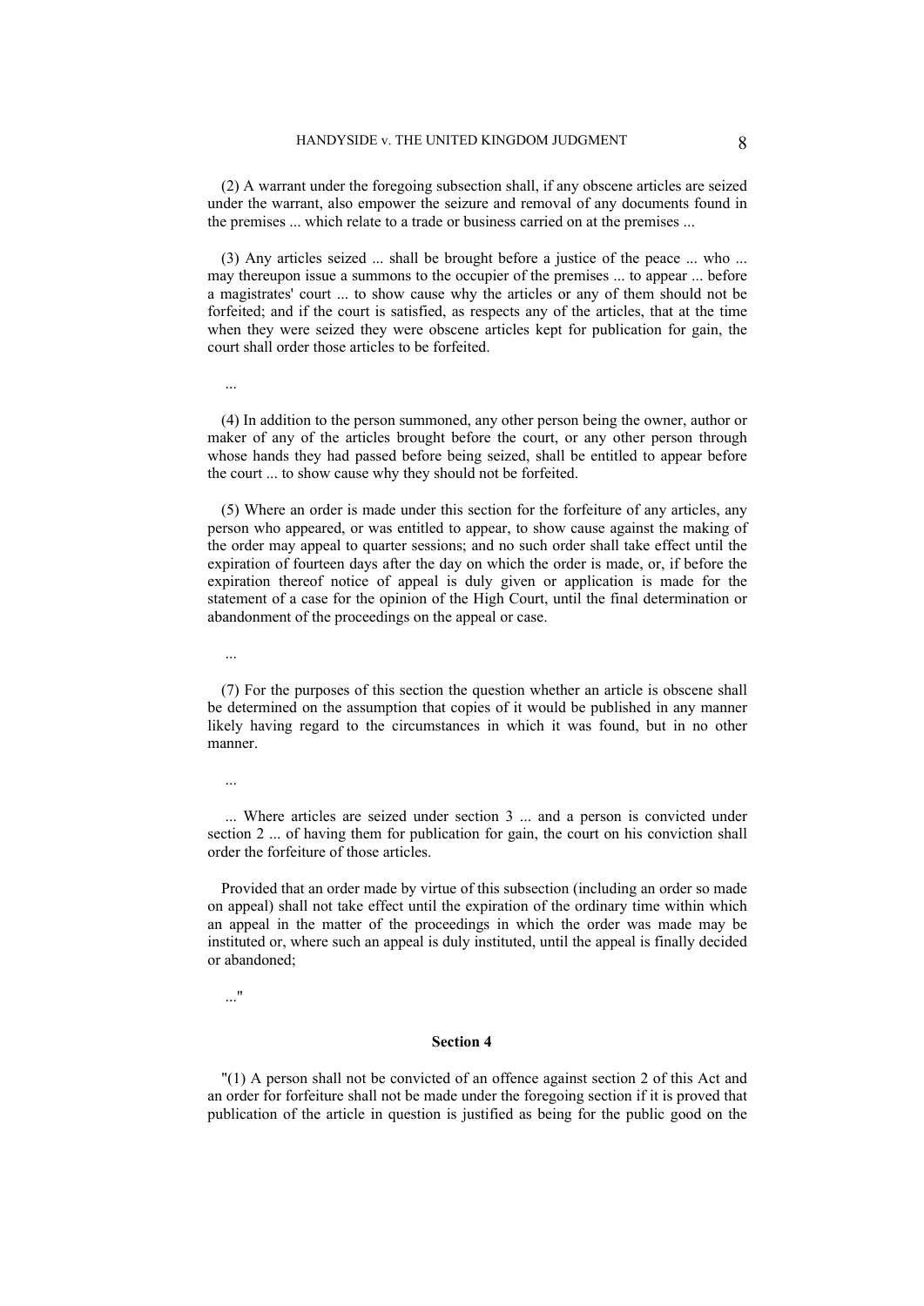(2) A warrant under the foregoing subsection shall, if any obscene articles are seized under the warrant, also empower the seizure and removal of any documents found in the premises ... which relate to a trade or business carried on at the premises ...

(3) Any articles seized ... shall be brought before a justice of the peace ... who ... may thereupon issue a summons to the occupier of the premises ... to appear ... before a magistrates' court ... to show cause why the articles or any of them should not be forfeited; and if the court is satisfied, as respects any of the articles, that at the time when they were seized they were obscene articles kept for publication for gain, the court shall order those articles to be forfeited.

...

(4) In addition to the person summoned, any other person being the owner, author or maker of any of the articles brought before the court, or any other person through whose hands they had passed before being seized, shall be entitled to appear before the court ... to show cause why they should not be forfeited.

(5) Where an order is made under this section for the forfeiture of any articles, any person who appeared, or was entitled to appear, to show cause against the making of the order may appeal to quarter sessions; and no such order shall take effect until the expiration of fourteen days after the day on which the order is made, or, if before the expiration thereof notice of appeal is duly given or application is made for the statement of a case for the opinion of the High Court, until the final determination or abandonment of the proceedings on the appeal or case.

...

(7) For the purposes of this section the question whether an article is obscene shall be determined on the assumption that copies of it would be published in any manner likely having regard to the circumstances in which it was found, but in no other manner.

...

... Where articles are seized under section 3 ... and a person is convicted under section 2 ... of having them for publication for gain, the court on his conviction shall order the forfeiture of those articles.

Provided that an order made by virtue of this subsection (including an order so made on appeal) shall not take effect until the expiration of the ordinary time within which an appeal in the matter of the proceedings in which the order was made may be instituted or, where such an appeal is duly instituted, until the appeal is finally decided or abandoned;

..."

**Section 4**

"(1) A person shall not be convicted of an offence against section 2 of this Act and an order for forfeiture shall not be made under the foregoing section if it is proved that publication of the article in question is justified as being for the public good on the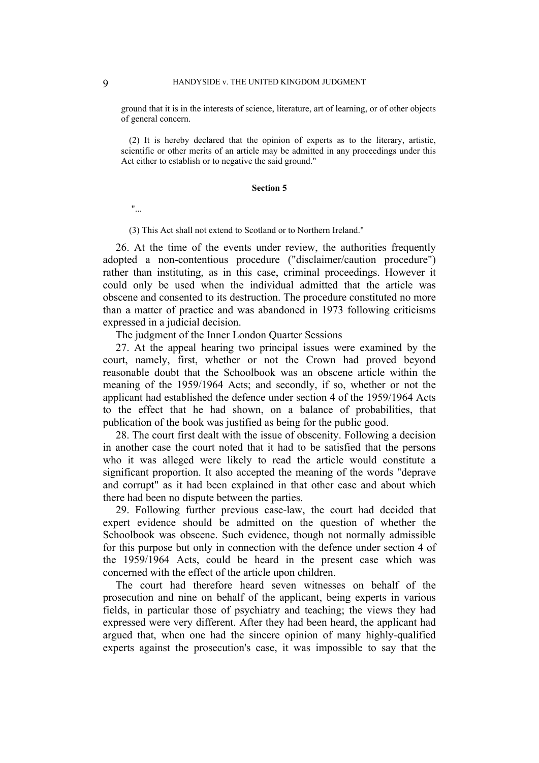ground that it is in the interests of science, literature, art of learning, or of other objects of general concern.

(2) It is hereby declared that the opinion of experts as to the literary, artistic, scientific or other merits of an article may be admitted in any proceedings under this Act either to establish or to negative the said ground."

**Section 5**

"...

(3) This Act shall not extend to Scotland or to Northern Ireland."

26. At the time of the events under review, the authorities frequently adopted a non-contentious procedure ("disclaimer/caution procedure") rather than instituting, as in this case, criminal proceedings. However it could only be used when the individual admitted that the article was obscene and consented to its destruction. The procedure constituted no more than a matter of practice and was abandoned in 1973 following criticisms expressed in a judicial decision.

The judgment of the Inner London Quarter Sessions

27. At the appeal hearing two principal issues were examined by the court, namely, first, whether or not the Crown had proved beyond reasonable doubt that the Schoolbook was an obscene article within the meaning of the 1959/1964 Acts; and secondly, if so, whether or not the applicant had established the defence under section 4 of the 1959/1964 Acts to the effect that he had shown, on a balance of probabilities, that publication of the book was justified as being for the public good.

28. The court first dealt with the issue of obscenity. Following a decision in another case the court noted that it had to be satisfied that the persons who it was alleged were likely to read the article would constitute a significant proportion. It also accepted the meaning of the words "deprave and corrupt" as it had been explained in that other case and about which there had been no dispute between the parties.

29. Following further previous case-law, the court had decided that expert evidence should be admitted on the question of whether the Schoolbook was obscene. Such evidence, though not normally admissible for this purpose but only in connection with the defence under section 4 of the 1959/1964 Acts, could be heard in the present case which was concerned with the effect of the article upon children.

The court had therefore heard seven witnesses on behalf of the prosecution and nine on behalf of the applicant, being experts in various fields, in particular those of psychiatry and teaching; the views they had expressed were very different. After they had been heard, the applicant had argued that, when one had the sincere opinion of many highly-qualified experts against the prosecution's case, it was impossible to say that the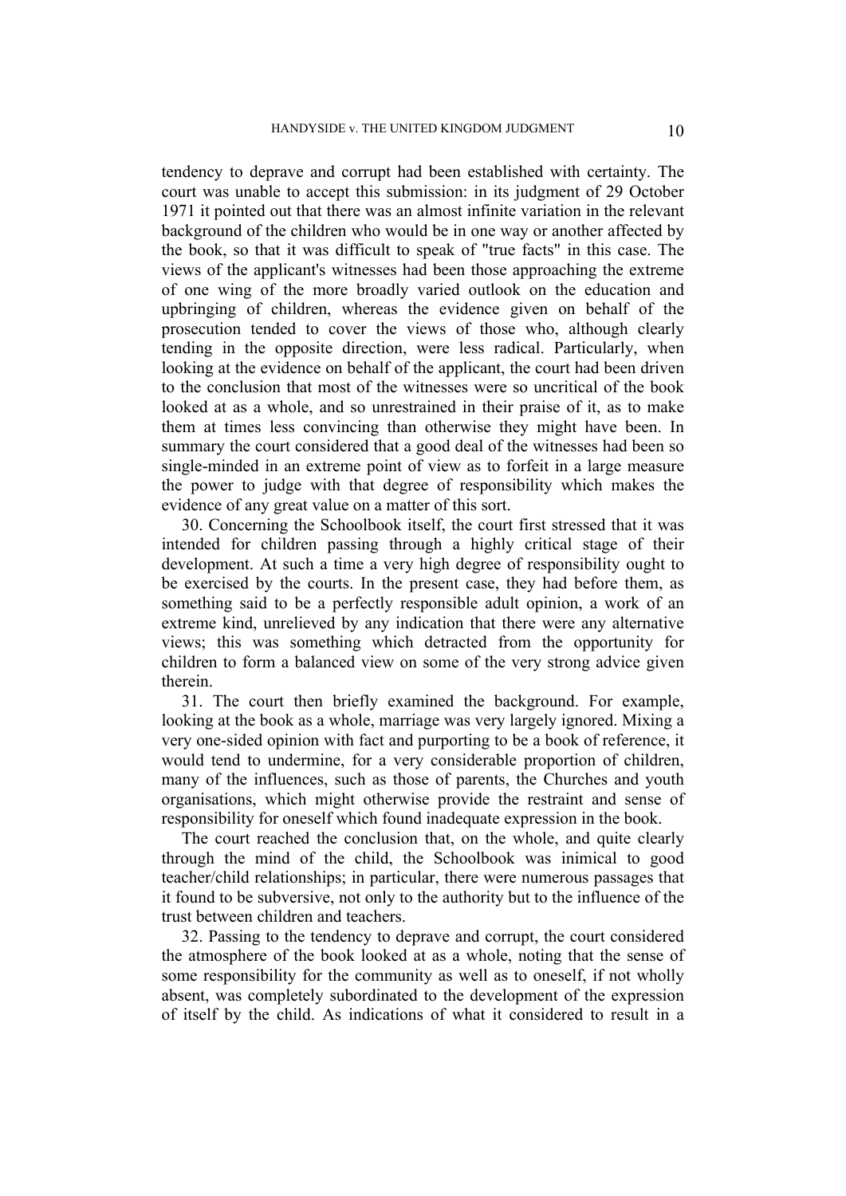tendency to deprave and corrupt had been established with certainty. The court was unable to accept this submission: in its judgment of 29 October 1971 it pointed out that there was an almost infinite variation in the relevant background of the children who would be in one way or another affected by the book, so that it was difficult to speak of "true facts" in this case. The views of the applicant's witnesses had been those approaching the extreme of one wing of the more broadly varied outlook on the education and upbringing of children, whereas the evidence given on behalf of the prosecution tended to cover the views of those who, although clearly tending in the opposite direction, were less radical. Particularly, when looking at the evidence on behalf of the applicant, the court had been driven to the conclusion that most of the witnesses were so uncritical of the book looked at as a whole, and so unrestrained in their praise of it, as to make them at times less convincing than otherwise they might have been. In summary the court considered that a good deal of the witnesses had been so single-minded in an extreme point of view as to forfeit in a large measure the power to judge with that degree of responsibility which makes the evidence of any great value on a matter of this sort.

30. Concerning the Schoolbook itself, the court first stressed that it was intended for children passing through a highly critical stage of their development. At such a time a very high degree of responsibility ought to be exercised by the courts. In the present case, they had before them, as something said to be a perfectly responsible adult opinion, a work of an extreme kind, unrelieved by any indication that there were any alternative views; this was something which detracted from the opportunity for children to form a balanced view on some of the very strong advice given therein.

31. The court then briefly examined the background. For example, looking at the book as a whole, marriage was very largely ignored. Mixing a very one-sided opinion with fact and purporting to be a book of reference, it would tend to undermine, for a very considerable proportion of children, many of the influences, such as those of parents, the Churches and youth organisations, which might otherwise provide the restraint and sense of responsibility for oneself which found inadequate expression in the book.

The court reached the conclusion that, on the whole, and quite clearly through the mind of the child, the Schoolbook was inimical to good teacher/child relationships; in particular, there were numerous passages that it found to be subversive, not only to the authority but to the influence of the trust between children and teachers.

32. Passing to the tendency to deprave and corrupt, the court considered the atmosphere of the book looked at as a whole, noting that the sense of some responsibility for the community as well as to oneself, if not wholly absent, was completely subordinated to the development of the expression of itself by the child. As indications of what it considered to result in a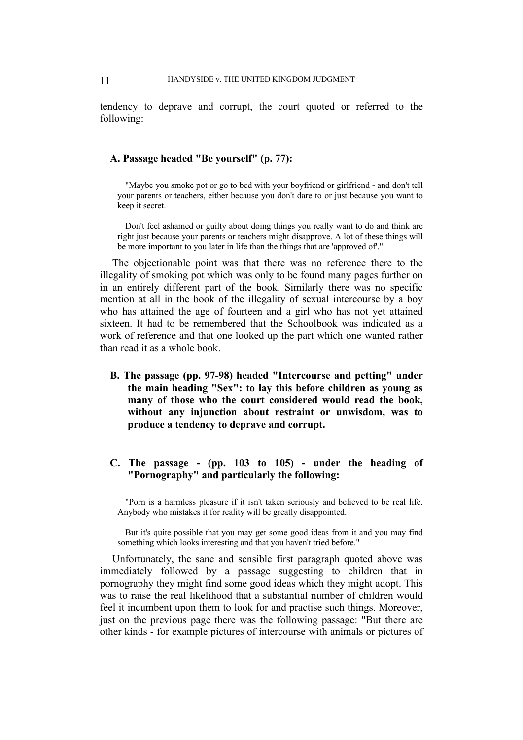tendency to deprave and corrupt, the court quoted or referred to the following:

**A. Passage headed "Be yourself" (p. 77):**

> "Maybe you smoke pot or go to bed with your boyfriend or girlfriend - and don't tell your parents or teachers, either because you don't dare to or just because you want to keep it secret.
>
> Don't feel ashamed or guilty about doing things you really want to do and think are right just because your parents or teachers might disapprove. A lot of these things will be more important to you later in life than the things that are 'approved of'."

The objectionable point was that there was no reference there to the illegality of smoking pot which was only to be found many pages further on in an entirely different part of the book. Similarly there was no specific mention at all in the book of the illegality of sexual intercourse by a boy who has attained the age of fourteen and a girl who has not yet attained sixteen. It had to be remembered that the Schoolbook was indicated as a work of reference and that one looked up the part which one wanted rather than read it as a whole book.

**B. The passage (pp. 97-98) headed "Intercourse and petting" under the main heading "Sex": to lay this before children as young as many of those who the court considered would read the book, without any injunction about restraint or unwisdom, was to produce a tendency to deprave and corrupt.**

**C. The passage - (pp. 103 to 105) - under the heading of "Pornography" and particularly the following:**

> "Porn is a harmless pleasure if it isn't taken seriously and believed to be real life. Anybody who mistakes it for reality will be greatly disappointed.
>
> But it's quite possible that you may get some good ideas from it and you may find something which looks interesting and that you haven't tried before."

Unfortunately, the sane and sensible first paragraph quoted above was immediately followed by a passage suggesting to children that in pornography they might find some good ideas which they might adopt. This was to raise the real likelihood that a substantial number of children would feel it incumbent upon them to look for and practise such things. Moreover, just on the previous page there was the following passage: "But there are other kinds - for example pictures of intercourse with animals or pictures of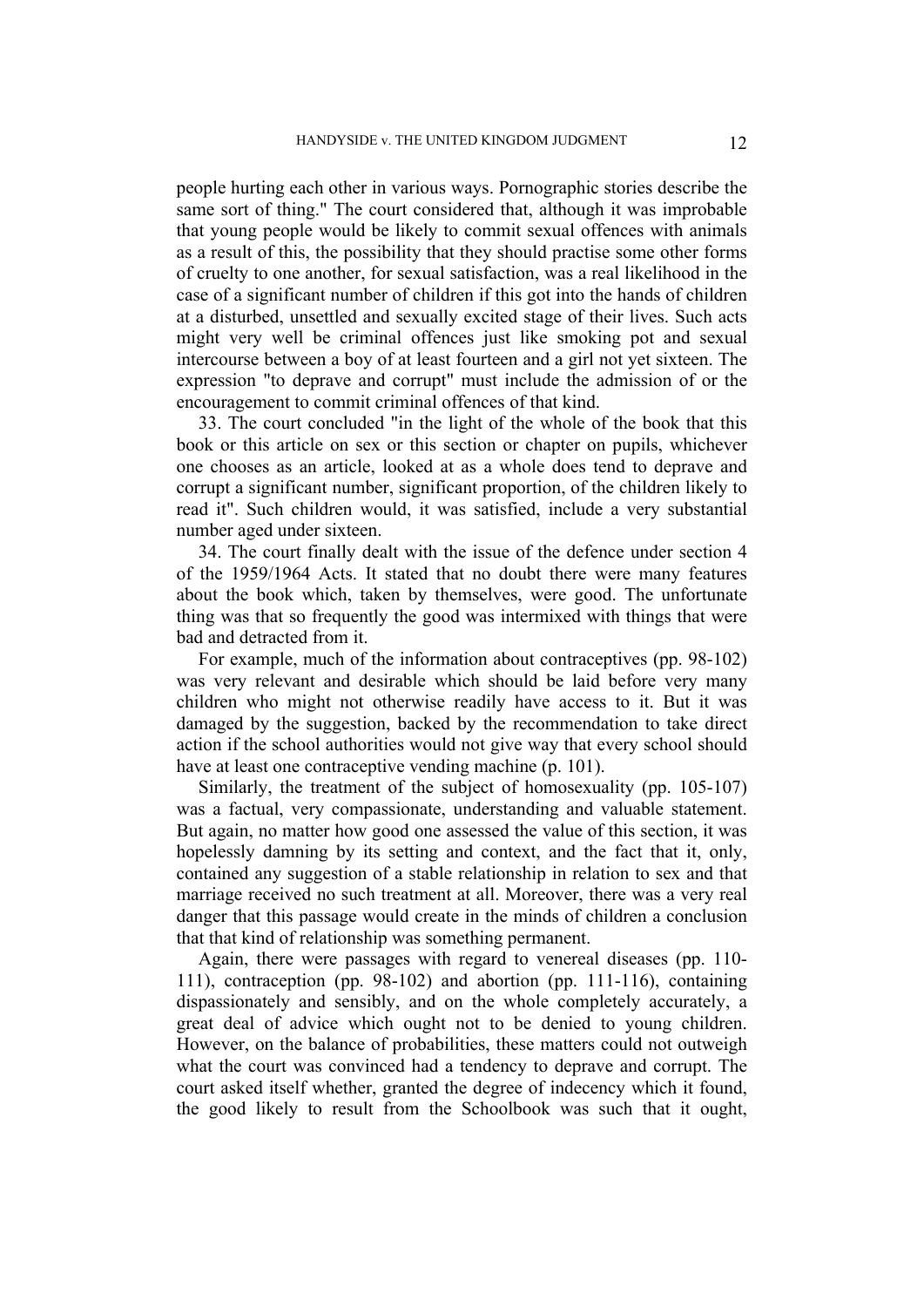people hurting each other in various ways. Pornographic stories describe the same sort of thing." The court considered that, although it was improbable that young people would be likely to commit sexual offences with animals as a result of this, the possibility that they should practise some other forms of cruelty to one another, for sexual satisfaction, was a real likelihood in the case of a significant number of children if this got into the hands of children at a disturbed, unsettled and sexually excited stage of their lives. Such acts might very well be criminal offences just like smoking pot and sexual intercourse between a boy of at least fourteen and a girl not yet sixteen. The expression "to deprave and corrupt" must include the admission of or the encouragement to commit criminal offences of that kind.

33. The court concluded "in the light of the whole of the book that this book or this article on sex or this section or chapter on pupils, whichever one chooses as an article, looked at as a whole does tend to deprave and corrupt a significant number, significant proportion, of the children likely to read it". Such children would, it was satisfied, include a very substantial number aged under sixteen.

34. The court finally dealt with the issue of the defence under section 4 of the 1959/1964 Acts. It stated that no doubt there were many features about the book which, taken by themselves, were good. The unfortunate thing was that so frequently the good was intermixed with things that were bad and detracted from it.

For example, much of the information about contraceptives (pp. 98-102) was very relevant and desirable which should be laid before very many children who might not otherwise readily have access to it. But it was damaged by the suggestion, backed by the recommendation to take direct action if the school authorities would not give way that every school should have at least one contraceptive vending machine (p. 101).

Similarly, the treatment of the subject of homosexuality (pp. 105-107) was a factual, very compassionate, understanding and valuable statement. But again, no matter how good one assessed the value of this section, it was hopelessly damning by its setting and context, and the fact that it, only, contained any suggestion of a stable relationship in relation to sex and that marriage received no such treatment at all. Moreover, there was a very real danger that this passage would create in the minds of children a conclusion that that kind of relationship was something permanent.

Again, there were passages with regard to venereal diseases (pp. 110-111), contraception (pp. 98-102) and abortion (pp. 111-116), containing dispassionately and sensibly, and on the whole completely accurately, a great deal of advice which ought not to be denied to young children. However, on the balance of probabilities, these matters could not outweigh what the court was convinced had a tendency to deprave and corrupt. The court asked itself whether, granted the degree of indecency which it found, the good likely to result from the Schoolbook was such that it ought,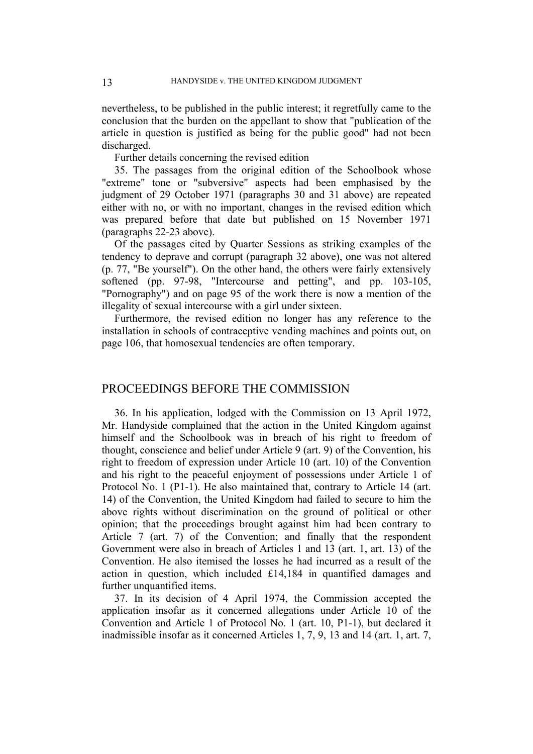nevertheless, to be published in the public interest; it regretfully came to the conclusion that the burden on the appellant to show that "publication of the article in question is justified as being for the public good" had not been discharged.

Further details concerning the revised edition

35. The passages from the original edition of the Schoolbook whose "extreme" tone or "subversive" aspects had been emphasised by the judgment of 29 October 1971 (paragraphs 30 and 31 above) are repeated either with no, or with no important, changes in the revised edition which was prepared before that date but published on 15 November 1971 (paragraphs 22-23 above).

Of the passages cited by Quarter Sessions as striking examples of the tendency to deprave and corrupt (paragraph 32 above), one was not altered (p. 77, "Be yourself"). On the other hand, the others were fairly extensively softened (pp. 97-98, "Intercourse and petting", and pp. 103-105, "Pornography") and on page 95 of the work there is now a mention of the illegality of sexual intercourse with a girl under sixteen.

Furthermore, the revised edition no longer has any reference to the installation in schools of contraceptive vending machines and points out, on page 106, that homosexual tendencies are often temporary.

## PROCEEDINGS BEFORE THE COMMISSION

36. In his application, lodged with the Commission on 13 April 1972, Mr. Handyside complained that the action in the United Kingdom against himself and the Schoolbook was in breach of his right to freedom of thought, conscience and belief under Article 9 (art. 9) of the Convention, his right to freedom of expression under Article 10 (art. 10) of the Convention and his right to the peaceful enjoyment of possessions under Article 1 of Protocol No. 1 (P1-1). He also maintained that, contrary to Article 14 (art. 14) of the Convention, the United Kingdom had failed to secure to him the above rights without discrimination on the ground of political or other opinion; that the proceedings brought against him had been contrary to Article 7 (art. 7) of the Convention; and finally that the respondent Government were also in breach of Articles 1 and 13 (art. 1, art. 13) of the Convention. He also itemised the losses he had incurred as a result of the action in question, which included £14,184 in quantified damages and further unquantified items.

37. In its decision of 4 April 1974, the Commission accepted the application insofar as it concerned allegations under Article 10 of the Convention and Article 1 of Protocol No. 1 (art. 10, P1-1), but declared it inadmissible insofar as it concerned Articles 1, 7, 9, 13 and 14 (art. 1, art. 7,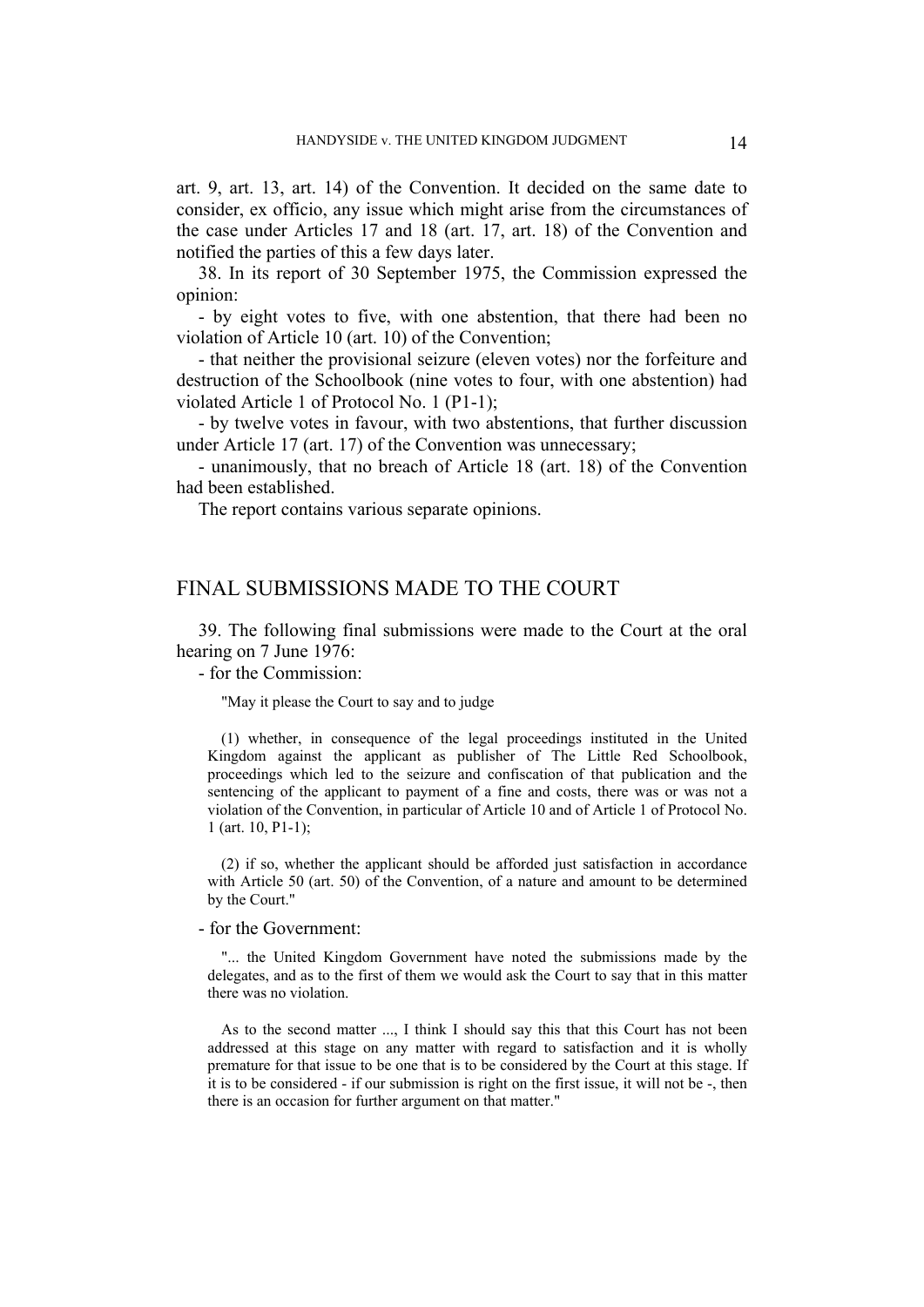art. 9, art. 13, art. 14) of the Convention. It decided on the same date to consider, ex officio, any issue which might arise from the circumstances of the case under Articles 17 and 18 (art. 17, art. 18) of the Convention and notified the parties of this a few days later.

38. In its report of 30 September 1975, the Commission expressed the opinion:

- by eight votes to five, with one abstention, that there had been no violation of Article 10 (art. 10) of the Convention;

- that neither the provisional seizure (eleven votes) nor the forfeiture and destruction of the Schoolbook (nine votes to four, with one abstention) had violated Article 1 of Protocol No. 1 (P1-1);

- by twelve votes in favour, with two abstentions, that further discussion under Article 17 (art. 17) of the Convention was unnecessary;

- unanimously, that no breach of Article 18 (art. 18) of the Convention had been established.

The report contains various separate opinions.

## FINAL SUBMISSIONS MADE TO THE COURT

39. The following final submissions were made to the Court at the oral hearing on 7 June 1976:

- for the Commission:

> "May it please the Court to say and to judge
>
> (1) whether, in consequence of the legal proceedings instituted in the United Kingdom against the applicant as publisher of The Little Red Schoolbook, proceedings which led to the seizure and confiscation of that publication and the sentencing of the applicant to payment of a fine and costs, there was or was not a violation of the Convention, in particular of Article 10 and of Article 1 of Protocol No. 1 (art. 10, P1-1);
>
> (2) if so, whether the applicant should be afforded just satisfaction in accordance with Article 50 (art. 50) of the Convention, of a nature and amount to be determined by the Court."

- for the Government:

> "... the United Kingdom Government have noted the submissions made by the delegates, and as to the first of them we would ask the Court to say that in this matter there was no violation.
>
> As to the second matter ..., I think I should say this that this Court has not been addressed at this stage on any matter with regard to satisfaction and it is wholly premature for that issue to be one that is to be considered by the Court at this stage. If it is to be considered - if our submission is right on the first issue, it will not be -, then there is an occasion for further argument on that matter."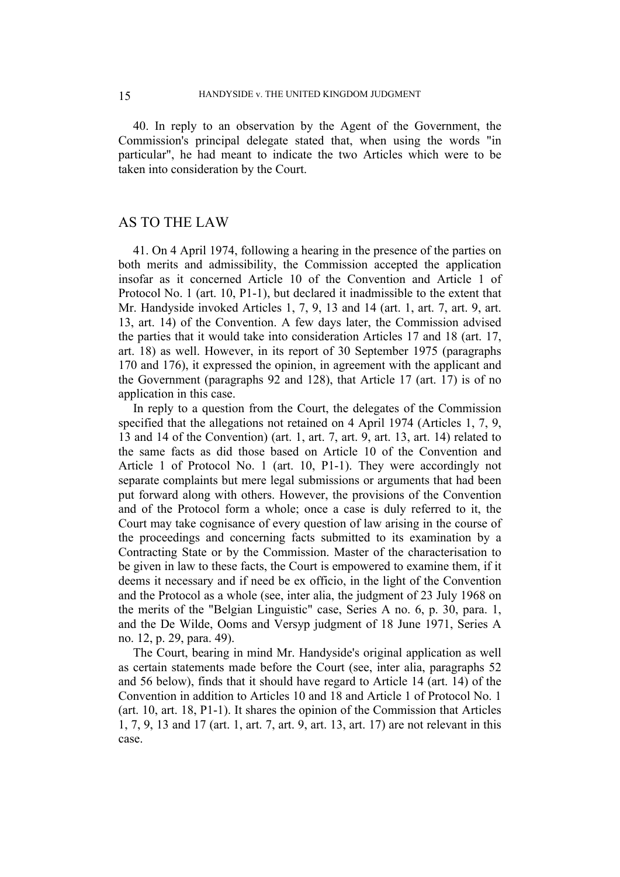40. In reply to an observation by the Agent of the Government, the Commission's principal delegate stated that, when using the words "in particular", he had meant to indicate the two Articles which were to be taken into consideration by the Court.

## AS TO THE LAW

41. On 4 April 1974, following a hearing in the presence of the parties on both merits and admissibility, the Commission accepted the application insofar as it concerned Article 10 of the Convention and Article 1 of Protocol No. 1 (art. 10, P1-1), but declared it inadmissible to the extent that Mr. Handyside invoked Articles 1, 7, 9, 13 and 14 (art. 1, art. 7, art. 9, art. 13, art. 14) of the Convention. A few days later, the Commission advised the parties that it would take into consideration Articles 17 and 18 (art. 17, art. 18) as well. However, in its report of 30 September 1975 (paragraphs 170 and 176), it expressed the opinion, in agreement with the applicant and the Government (paragraphs 92 and 128), that Article 17 (art. 17) is of no application in this case.

In reply to a question from the Court, the delegates of the Commission specified that the allegations not retained on 4 April 1974 (Articles 1, 7, 9, 13 and 14 of the Convention) (art. 1, art. 7, art. 9, art. 13, art. 14) related to the same facts as did those based on Article 10 of the Convention and Article 1 of Protocol No. 1 (art. 10, P1-1). They were accordingly not separate complaints but mere legal submissions or arguments that had been put forward along with others. However, the provisions of the Convention and of the Protocol form a whole; once a case is duly referred to it, the Court may take cognisance of every question of law arising in the course of the proceedings and concerning facts submitted to its examination by a Contracting State or by the Commission. Master of the characterisation to be given in law to these facts, the Court is empowered to examine them, if it deems it necessary and if need be ex officio, in the light of the Convention and the Protocol as a whole (see, inter alia, the judgment of 23 July 1968 on the merits of the "Belgian Linguistic" case, Series A no. 6, p. 30, para. 1, and the De Wilde, Ooms and Versyp judgment of 18 June 1971, Series A no. 12, p. 29, para. 49).

The Court, bearing in mind Mr. Handyside's original application as well as certain statements made before the Court (see, inter alia, paragraphs 52 and 56 below), finds that it should have regard to Article 14 (art. 14) of the Convention in addition to Articles 10 and 18 and Article 1 of Protocol No. 1 (art. 10, art. 18, P1-1). It shares the opinion of the Commission that Articles 1, 7, 9, 13 and 17 (art. 1, art. 7, art. 9, art. 13, art. 17) are not relevant in this case.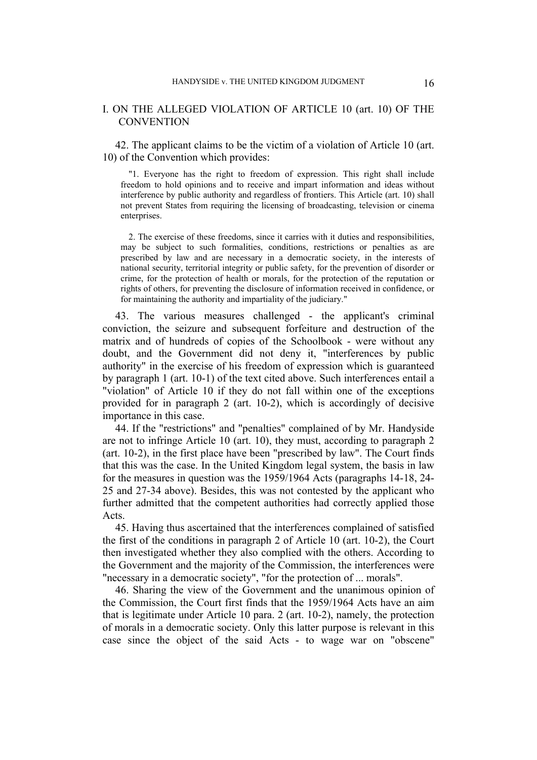## I. ON THE ALLEGED VIOLATION OF ARTICLE 10 (art. 10) OF THE CONVENTION

42. The applicant claims to be the victim of a violation of Article 10 (art. 10) of the Convention which provides:

> "1. Everyone has the right to freedom of expression. This right shall include freedom to hold opinions and to receive and impart information and ideas without interference by public authority and regardless of frontiers. This Article (art. 10) shall not prevent States from requiring the licensing of broadcasting, television or cinema enterprises.
>
> 2. The exercise of these freedoms, since it carries with it duties and responsibilities, may be subject to such formalities, conditions, restrictions or penalties as are prescribed by law and are necessary in a democratic society, in the interests of national security, territorial integrity or public safety, for the prevention of disorder or crime, for the protection of health or morals, for the protection of the reputation or rights of others, for preventing the disclosure of information received in confidence, or for maintaining the authority and impartiality of the judiciary."

43. The various measures challenged - the applicant's criminal conviction, the seizure and subsequent forfeiture and destruction of the matrix and of hundreds of copies of the Schoolbook - were without any doubt, and the Government did not deny it, "interferences by public authority" in the exercise of his freedom of expression which is guaranteed by paragraph 1 (art. 10-1) of the text cited above. Such interferences entail a "violation" of Article 10 if they do not fall within one of the exceptions provided for in paragraph 2 (art. 10-2), which is accordingly of decisive importance in this case.

44. If the "restrictions" and "penalties" complained of by Mr. Handyside are not to infringe Article 10 (art. 10), they must, according to paragraph 2 (art. 10-2), in the first place have been "prescribed by law". The Court finds that this was the case. In the United Kingdom legal system, the basis in law for the measures in question was the 1959/1964 Acts (paragraphs 14-18, 24-25 and 27-34 above). Besides, this was not contested by the applicant who further admitted that the competent authorities had correctly applied those Acts.

45. Having thus ascertained that the interferences complained of satisfied the first of the conditions in paragraph 2 of Article 10 (art. 10-2), the Court then investigated whether they also complied with the others. According to the Government and the majority of the Commission, the interferences were "necessary in a democratic society", "for the protection of ... morals".

46. Sharing the view of the Government and the unanimous opinion of the Commission, the Court first finds that the 1959/1964 Acts have an aim that is legitimate under Article 10 para. 2 (art. 10-2), namely, the protection of morals in a democratic society. Only this latter purpose is relevant in this case since the object of the said Acts - to wage war on "obscene"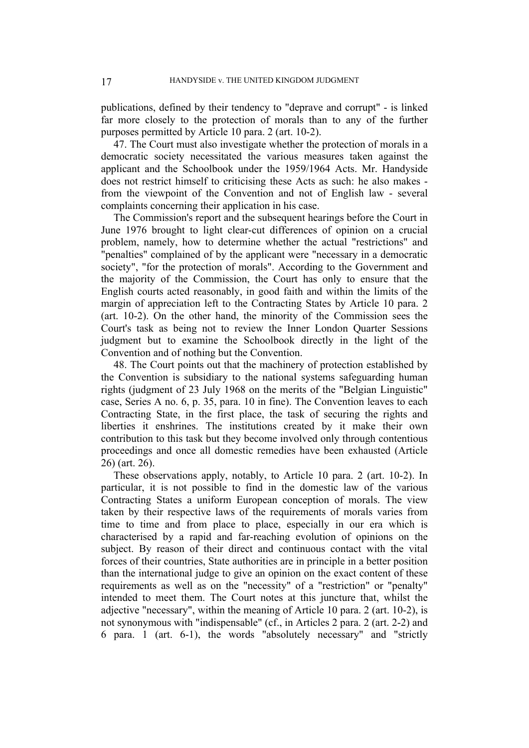publications, defined by their tendency to "deprave and corrupt" - is linked far more closely to the protection of morals than to any of the further purposes permitted by Article 10 para. 2 (art. 10-2).

47. The Court must also investigate whether the protection of morals in a democratic society necessitated the various measures taken against the applicant and the Schoolbook under the 1959/1964 Acts. Mr. Handyside does not restrict himself to criticising these Acts as such: he also makes - from the viewpoint of the Convention and not of English law - several complaints concerning their application in his case.

The Commission's report and the subsequent hearings before the Court in June 1976 brought to light clear-cut differences of opinion on a crucial problem, namely, how to determine whether the actual "restrictions" and "penalties" complained of by the applicant were "necessary in a democratic society", "for the protection of morals". According to the Government and the majority of the Commission, the Court has only to ensure that the English courts acted reasonably, in good faith and within the limits of the margin of appreciation left to the Contracting States by Article 10 para. 2 (art. 10-2). On the other hand, the minority of the Commission sees the Court's task as being not to review the Inner London Quarter Sessions judgment but to examine the Schoolbook directly in the light of the Convention and of nothing but the Convention.

48. The Court points out that the machinery of protection established by the Convention is subsidiary to the national systems safeguarding human rights (judgment of 23 July 1968 on the merits of the "Belgian Linguistic" case, Series A no. 6, p. 35, para. 10 in fine). The Convention leaves to each Contracting State, in the first place, the task of securing the rights and liberties it enshrines. The institutions created by it make their own contribution to this task but they become involved only through contentious proceedings and once all domestic remedies have been exhausted (Article 26) (art. 26).

These observations apply, notably, to Article 10 para. 2 (art. 10-2). In particular, it is not possible to find in the domestic law of the various Contracting States a uniform European conception of morals. The view taken by their respective laws of the requirements of morals varies from time to time and from place to place, especially in our era which is characterised by a rapid and far-reaching evolution of opinions on the subject. By reason of their direct and continuous contact with the vital forces of their countries, State authorities are in principle in a better position than the international judge to give an opinion on the exact content of these requirements as well as on the "necessity" of a "restriction" or "penalty" intended to meet them. The Court notes at this juncture that, whilst the adjective "necessary", within the meaning of Article 10 para. 2 (art. 10-2), is not synonymous with "indispensable" (cf., in Articles 2 para. 2 (art. 2-2) and 6 para. 1 (art. 6-1), the words "absolutely necessary" and "strictly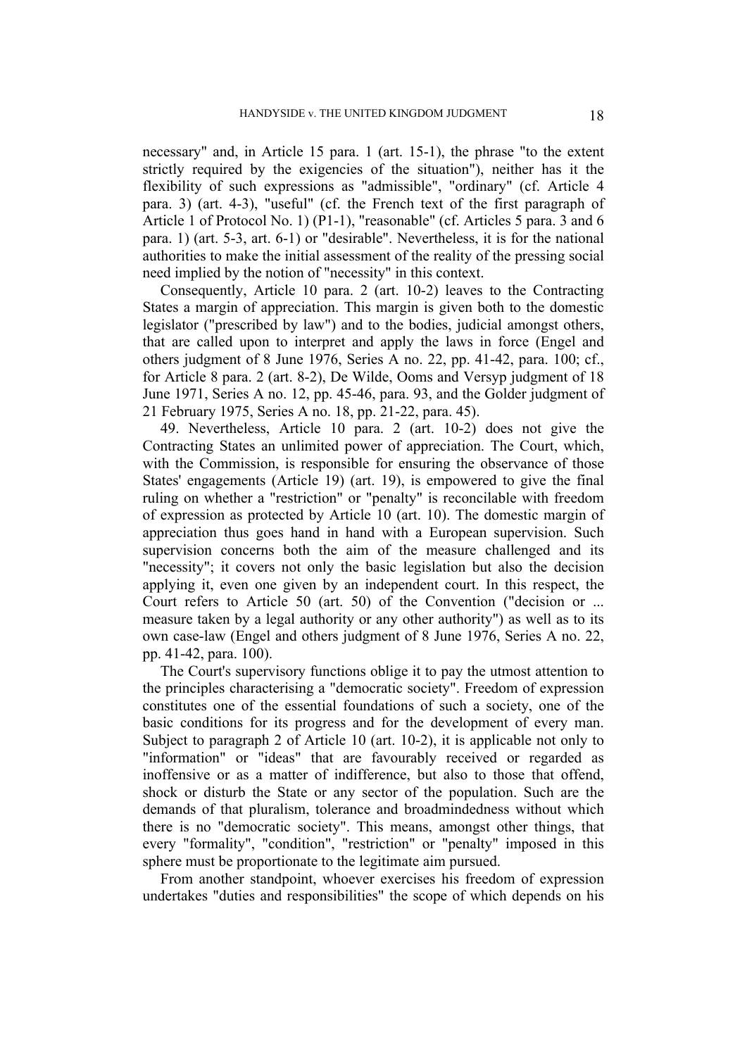necessary" and, in Article 15 para. 1 (art. 15-1), the phrase "to the extent strictly required by the exigencies of the situation"), neither has it the flexibility of such expressions as "admissible", "ordinary" (cf. Article 4 para. 3) (art. 4-3), "useful" (cf. the French text of the first paragraph of Article 1 of Protocol No. 1) (P1-1), "reasonable" (cf. Articles 5 para. 3 and 6 para. 1) (art. 5-3, art. 6-1) or "desirable". Nevertheless, it is for the national authorities to make the initial assessment of the reality of the pressing social need implied by the notion of "necessity" in this context.

Consequently, Article 10 para. 2 (art. 10-2) leaves to the Contracting States a margin of appreciation. This margin is given both to the domestic legislator ("prescribed by law") and to the bodies, judicial amongst others, that are called upon to interpret and apply the laws in force (Engel and others judgment of 8 June 1976, Series A no. 22, pp. 41-42, para. 100; cf., for Article 8 para. 2 (art. 8-2), De Wilde, Ooms and Versyp judgment of 18 June 1971, Series A no. 12, pp. 45-46, para. 93, and the Golder judgment of 21 February 1975, Series A no. 18, pp. 21-22, para. 45).

49. Nevertheless, Article 10 para. 2 (art. 10-2) does not give the Contracting States an unlimited power of appreciation. The Court, which, with the Commission, is responsible for ensuring the observance of those States' engagements (Article 19) (art. 19), is empowered to give the final ruling on whether a "restriction" or "penalty" is reconcilable with freedom of expression as protected by Article 10 (art. 10). The domestic margin of appreciation thus goes hand in hand with a European supervision. Such supervision concerns both the aim of the measure challenged and its "necessity"; it covers not only the basic legislation but also the decision applying it, even one given by an independent court. In this respect, the Court refers to Article 50 (art. 50) of the Convention ("decision or ... measure taken by a legal authority or any other authority") as well as to its own case-law (Engel and others judgment of 8 June 1976, Series A no. 22, pp. 41-42, para. 100).

The Court's supervisory functions oblige it to pay the utmost attention to the principles characterising a "democratic society". Freedom of expression constitutes one of the essential foundations of such a society, one of the basic conditions for its progress and for the development of every man. Subject to paragraph 2 of Article 10 (art. 10-2), it is applicable not only to "information" or "ideas" that are favourably received or regarded as inoffensive or as a matter of indifference, but also to those that offend, shock or disturb the State or any sector of the population. Such are the demands of that pluralism, tolerance and broadmindedness without which there is no "democratic society". This means, amongst other things, that every "formality", "condition", "restriction" or "penalty" imposed in this sphere must be proportionate to the legitimate aim pursued.

From another standpoint, whoever exercises his freedom of expression undertakes "duties and responsibilities" the scope of which depends on his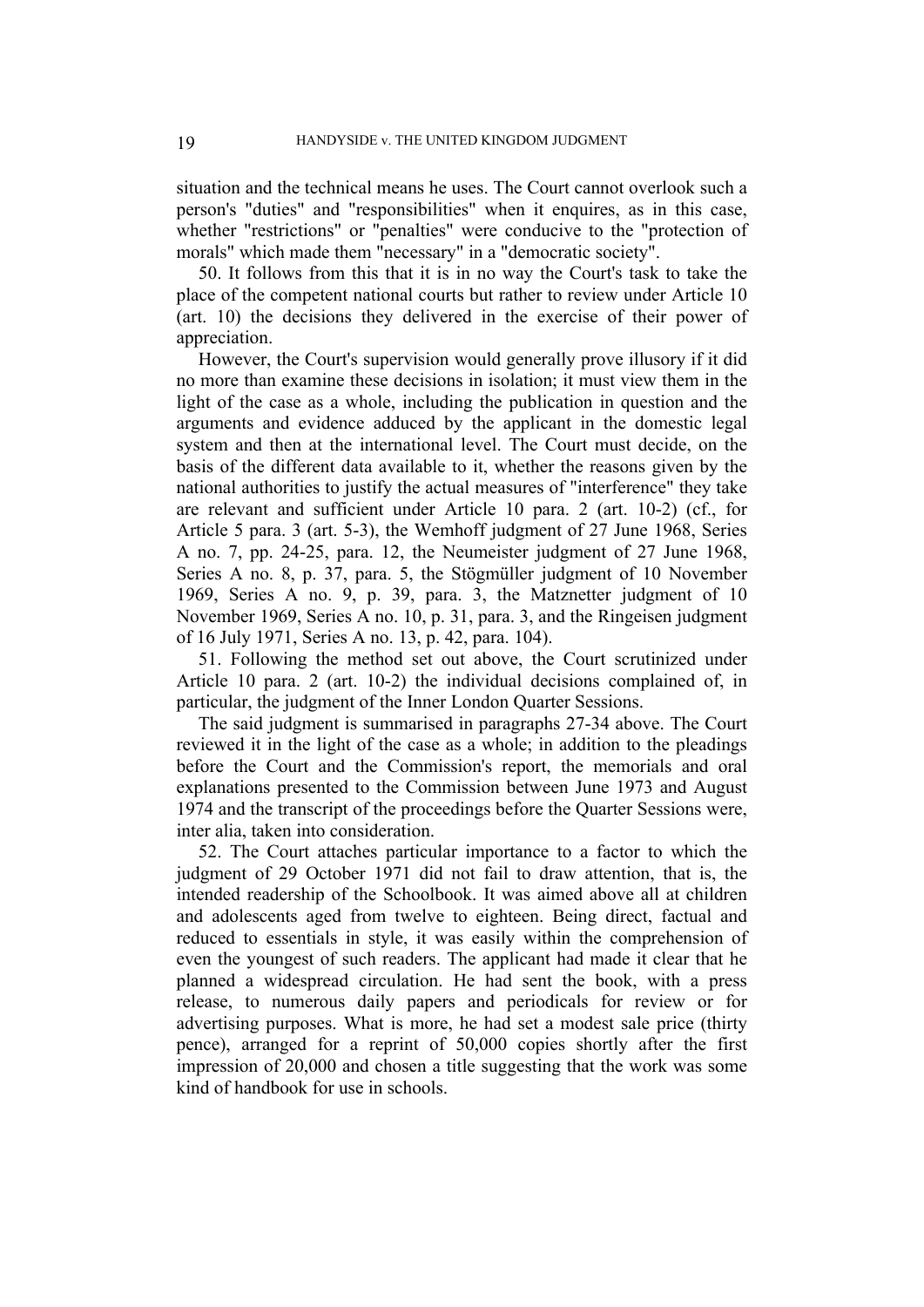situation and the technical means he uses. The Court cannot overlook such a person's "duties" and "responsibilities" when it enquires, as in this case, whether "restrictions" or "penalties" were conducive to the "protection of morals" which made them "necessary" in a "democratic society".

50. It follows from this that it is in no way the Court's task to take the place of the competent national courts but rather to review under Article 10 (art. 10) the decisions they delivered in the exercise of their power of appreciation.

However, the Court's supervision would generally prove illusory if it did no more than examine these decisions in isolation; it must view them in the light of the case as a whole, including the publication in question and the arguments and evidence adduced by the applicant in the domestic legal system and then at the international level. The Court must decide, on the basis of the different data available to it, whether the reasons given by the national authorities to justify the actual measures of "interference" they take are relevant and sufficient under Article 10 para. 2 (art. 10-2) (cf., for Article 5 para. 3 (art. 5-3), the Wemhoff judgment of 27 June 1968, Series A no. 7, pp. 24-25, para. 12, the Neumeister judgment of 27 June 1968, Series A no. 8, p. 37, para. 5, the Stögmüller judgment of 10 November 1969, Series A no. 9, p. 39, para. 3, the Matznetter judgment of 10 November 1969, Series A no. 10, p. 31, para. 3, and the Ringeisen judgment of 16 July 1971, Series A no. 13, p. 42, para. 104).

51. Following the method set out above, the Court scrutinized under Article 10 para. 2 (art. 10-2) the individual decisions complained of, in particular, the judgment of the Inner London Quarter Sessions.

The said judgment is summarised in paragraphs 27-34 above. The Court reviewed it in the light of the case as a whole; in addition to the pleadings before the Court and the Commission's report, the memorials and oral explanations presented to the Commission between June 1973 and August 1974 and the transcript of the proceedings before the Quarter Sessions were, inter alia, taken into consideration.

52. The Court attaches particular importance to a factor to which the judgment of 29 October 1971 did not fail to draw attention, that is, the intended readership of the Schoolbook. It was aimed above all at children and adolescents aged from twelve to eighteen. Being direct, factual and reduced to essentials in style, it was easily within the comprehension of even the youngest of such readers. The applicant had made it clear that he planned a widespread circulation. He had sent the book, with a press release, to numerous daily papers and periodicals for review or for advertising purposes. What is more, he had set a modest sale price (thirty pence), arranged for a reprint of 50,000 copies shortly after the first impression of 20,000 and chosen a title suggesting that the work was some kind of handbook for use in schools.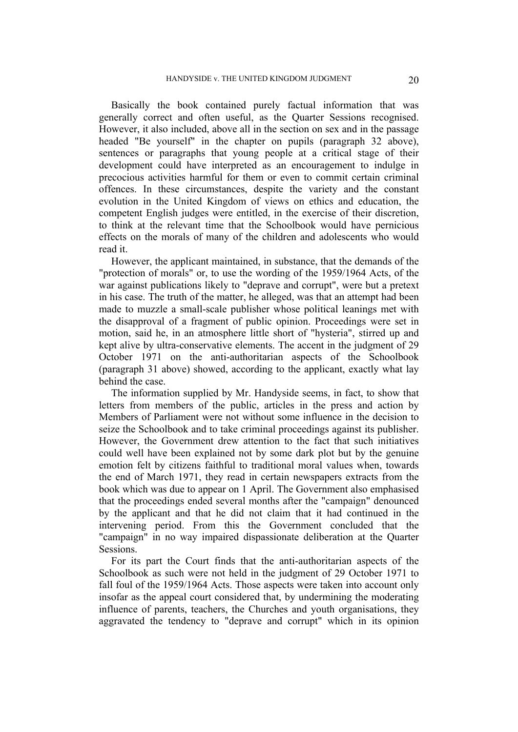Basically the book contained purely factual information that was generally correct and often useful, as the Quarter Sessions recognised. However, it also included, above all in the section on sex and in the passage headed "Be yourself" in the chapter on pupils (paragraph 32 above), sentences or paragraphs that young people at a critical stage of their development could have interpreted as an encouragement to indulge in precocious activities harmful for them or even to commit certain criminal offences. In these circumstances, despite the variety and the constant evolution in the United Kingdom of views on ethics and education, the competent English judges were entitled, in the exercise of their discretion, to think at the relevant time that the Schoolbook would have pernicious effects on the morals of many of the children and adolescents who would read it.

However, the applicant maintained, in substance, that the demands of the "protection of morals" or, to use the wording of the 1959/1964 Acts, of the war against publications likely to "deprave and corrupt", were but a pretext in his case. The truth of the matter, he alleged, was that an attempt had been made to muzzle a small-scale publisher whose political leanings met with the disapproval of a fragment of public opinion. Proceedings were set in motion, said he, in an atmosphere little short of "hysteria", stirred up and kept alive by ultra-conservative elements. The accent in the judgment of 29 October 1971 on the anti-authoritarian aspects of the Schoolbook (paragraph 31 above) showed, according to the applicant, exactly what lay behind the case.

The information supplied by Mr. Handyside seems, in fact, to show that letters from members of the public, articles in the press and action by Members of Parliament were not without some influence in the decision to seize the Schoolbook and to take criminal proceedings against its publisher. However, the Government drew attention to the fact that such initiatives could well have been explained not by some dark plot but by the genuine emotion felt by citizens faithful to traditional moral values when, towards the end of March 1971, they read in certain newspapers extracts from the book which was due to appear on 1 April. The Government also emphasised that the proceedings ended several months after the "campaign" denounced by the applicant and that he did not claim that it had continued in the intervening period. From this the Government concluded that the "campaign" in no way impaired dispassionate deliberation at the Quarter Sessions.

For its part the Court finds that the anti-authoritarian aspects of the Schoolbook as such were not held in the judgment of 29 October 1971 to fall foul of the 1959/1964 Acts. Those aspects were taken into account only insofar as the appeal court considered that, by undermining the moderating influence of parents, teachers, the Churches and youth organisations, they aggravated the tendency to "deprave and corrupt" which in its opinion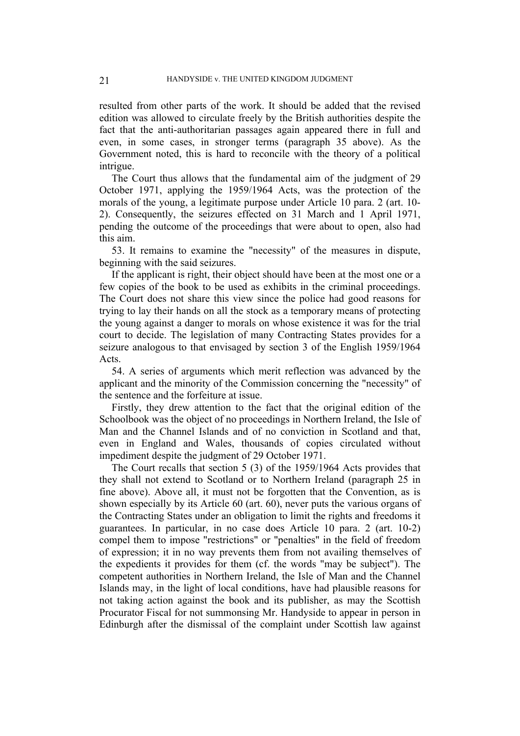resulted from other parts of the work. It should be added that the revised edition was allowed to circulate freely by the British authorities despite the fact that the anti-authoritarian passages again appeared there in full and even, in some cases, in stronger terms (paragraph 35 above). As the Government noted, this is hard to reconcile with the theory of a political intrigue.

The Court thus allows that the fundamental aim of the judgment of 29 October 1971, applying the 1959/1964 Acts, was the protection of the morals of the young, a legitimate purpose under Article 10 para. 2 (art. 10-2). Consequently, the seizures effected on 31 March and 1 April 1971, pending the outcome of the proceedings that were about to open, also had this aim.

53. It remains to examine the "necessity" of the measures in dispute, beginning with the said seizures.

If the applicant is right, their object should have been at the most one or a few copies of the book to be used as exhibits in the criminal proceedings. The Court does not share this view since the police had good reasons for trying to lay their hands on all the stock as a temporary means of protecting the young against a danger to morals on whose existence it was for the trial court to decide. The legislation of many Contracting States provides for a seizure analogous to that envisaged by section 3 of the English 1959/1964 Acts.

54. A series of arguments which merit reflection was advanced by the applicant and the minority of the Commission concerning the "necessity" of the sentence and the forfeiture at issue.

Firstly, they drew attention to the fact that the original edition of the Schoolbook was the object of no proceedings in Northern Ireland, the Isle of Man and the Channel Islands and of no conviction in Scotland and that, even in England and Wales, thousands of copies circulated without impediment despite the judgment of 29 October 1971.

The Court recalls that section 5 (3) of the 1959/1964 Acts provides that they shall not extend to Scotland or to Northern Ireland (paragraph 25 in fine above). Above all, it must not be forgotten that the Convention, as is shown especially by its Article 60 (art. 60), never puts the various organs of the Contracting States under an obligation to limit the rights and freedoms it guarantees. In particular, in no case does Article 10 para. 2 (art. 10-2) compel them to impose "restrictions" or "penalties" in the field of freedom of expression; it in no way prevents them from not availing themselves of the expedients it provides for them (cf. the words "may be subject"). The competent authorities in Northern Ireland, the Isle of Man and the Channel Islands may, in the light of local conditions, have had plausible reasons for not taking action against the book and its publisher, as may the Scottish Procurator Fiscal for not summonsing Mr. Handyside to appear in person in Edinburgh after the dismissal of the complaint under Scottish law against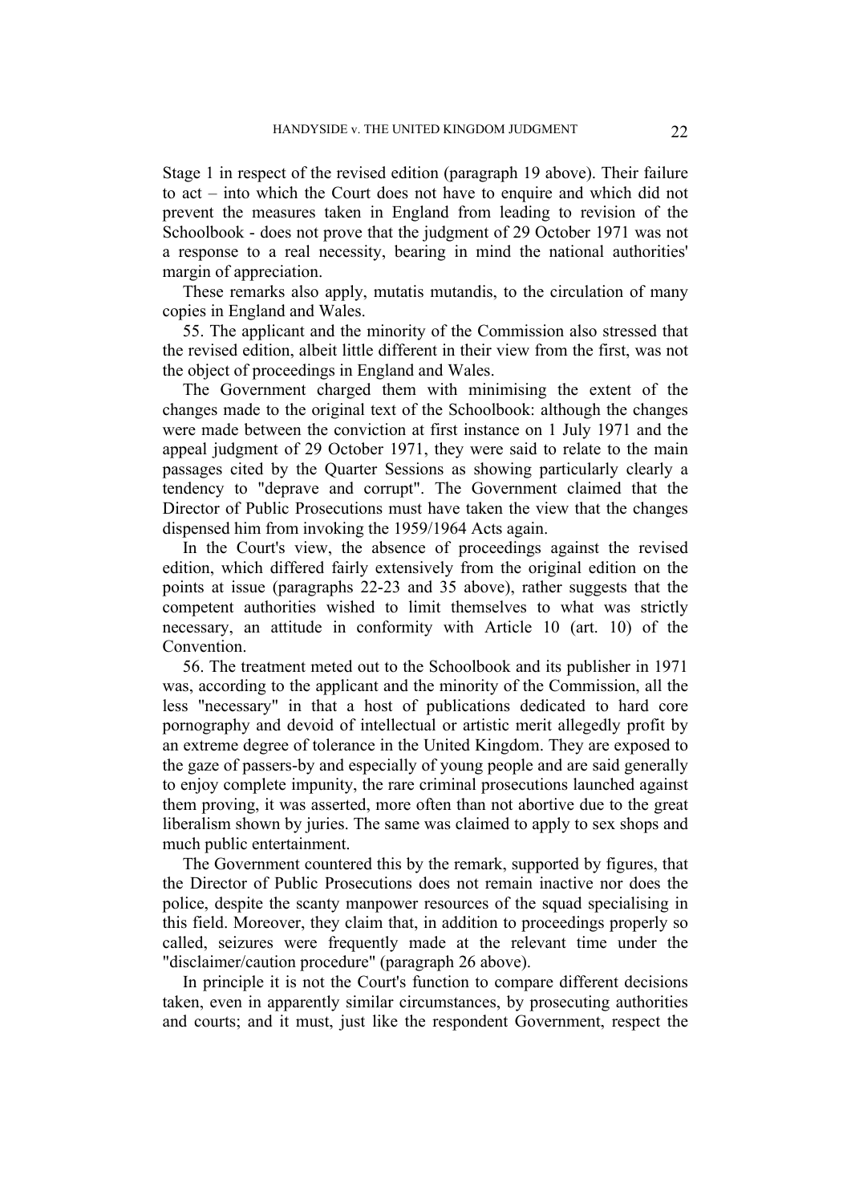Stage 1 in respect of the revised edition (paragraph 19 above). Their failure to act – into which the Court does not have to enquire and which did not prevent the measures taken in England from leading to revision of the Schoolbook - does not prove that the judgment of 29 October 1971 was not a response to a real necessity, bearing in mind the national authorities' margin of appreciation.

These remarks also apply, mutatis mutandis, to the circulation of many copies in England and Wales.

55. The applicant and the minority of the Commission also stressed that the revised edition, albeit little different in their view from the first, was not the object of proceedings in England and Wales.

The Government charged them with minimising the extent of the changes made to the original text of the Schoolbook: although the changes were made between the conviction at first instance on 1 July 1971 and the appeal judgment of 29 October 1971, they were said to relate to the main passages cited by the Quarter Sessions as showing particularly clearly a tendency to "deprave and corrupt". The Government claimed that the Director of Public Prosecutions must have taken the view that the changes dispensed him from invoking the 1959/1964 Acts again.

In the Court's view, the absence of proceedings against the revised edition, which differed fairly extensively from the original edition on the points at issue (paragraphs 22-23 and 35 above), rather suggests that the competent authorities wished to limit themselves to what was strictly necessary, an attitude in conformity with Article 10 (art. 10) of the Convention.

56. The treatment meted out to the Schoolbook and its publisher in 1971 was, according to the applicant and the minority of the Commission, all the less "necessary" in that a host of publications dedicated to hard core pornography and devoid of intellectual or artistic merit allegedly profit by an extreme degree of tolerance in the United Kingdom. They are exposed to the gaze of passers-by and especially of young people and are said generally to enjoy complete impunity, the rare criminal prosecutions launched against them proving, it was asserted, more often than not abortive due to the great liberalism shown by juries. The same was claimed to apply to sex shops and much public entertainment.

The Government countered this by the remark, supported by figures, that the Director of Public Prosecutions does not remain inactive nor does the police, despite the scanty manpower resources of the squad specialising in this field. Moreover, they claim that, in addition to proceedings properly so called, seizures were frequently made at the relevant time under the "disclaimer/caution procedure" (paragraph 26 above).

In principle it is not the Court's function to compare different decisions taken, even in apparently similar circumstances, by prosecuting authorities and courts; and it must, just like the respondent Government, respect the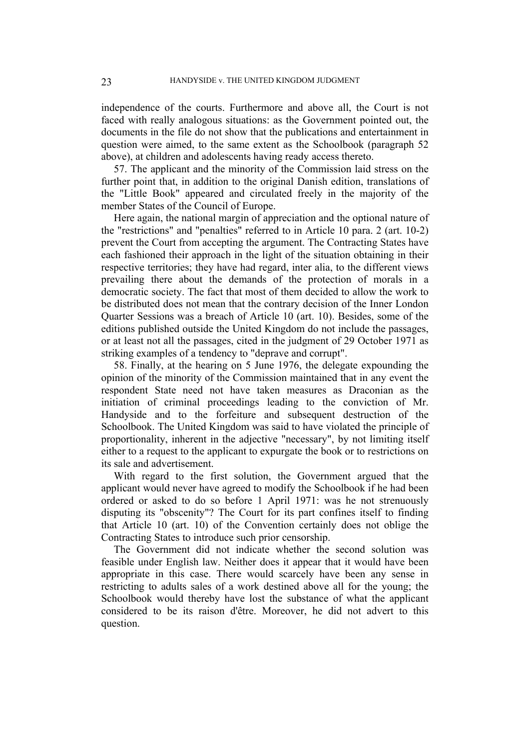independence of the courts. Furthermore and above all, the Court is not faced with really analogous situations: as the Government pointed out, the documents in the file do not show that the publications and entertainment in question were aimed, to the same extent as the Schoolbook (paragraph 52 above), at children and adolescents having ready access thereto.

57. The applicant and the minority of the Commission laid stress on the further point that, in addition to the original Danish edition, translations of the "Little Book" appeared and circulated freely in the majority of the member States of the Council of Europe.

Here again, the national margin of appreciation and the optional nature of the "restrictions" and "penalties" referred to in Article 10 para. 2 (art. 10-2) prevent the Court from accepting the argument. The Contracting States have each fashioned their approach in the light of the situation obtaining in their respective territories; they have had regard, inter alia, to the different views prevailing there about the demands of the protection of morals in a democratic society. The fact that most of them decided to allow the work to be distributed does not mean that the contrary decision of the Inner London Quarter Sessions was a breach of Article 10 (art. 10). Besides, some of the editions published outside the United Kingdom do not include the passages, or at least not all the passages, cited in the judgment of 29 October 1971 as striking examples of a tendency to "deprave and corrupt".

58. Finally, at the hearing on 5 June 1976, the delegate expounding the opinion of the minority of the Commission maintained that in any event the respondent State need not have taken measures as Draconian as the initiation of criminal proceedings leading to the conviction of Mr. Handyside and to the forfeiture and subsequent destruction of the Schoolbook. The United Kingdom was said to have violated the principle of proportionality, inherent in the adjective "necessary", by not limiting itself either to a request to the applicant to expurgate the book or to restrictions on its sale and advertisement.

With regard to the first solution, the Government argued that the applicant would never have agreed to modify the Schoolbook if he had been ordered or asked to do so before 1 April 1971: was he not strenuously disputing its "obscenity"? The Court for its part confines itself to finding that Article 10 (art. 10) of the Convention certainly does not oblige the Contracting States to introduce such prior censorship.

The Government did not indicate whether the second solution was feasible under English law. Neither does it appear that it would have been appropriate in this case. There would scarcely have been any sense in restricting to adults sales of a work destined above all for the young; the Schoolbook would thereby have lost the substance of what the applicant considered to be its raison d'être. Moreover, he did not advert to this question.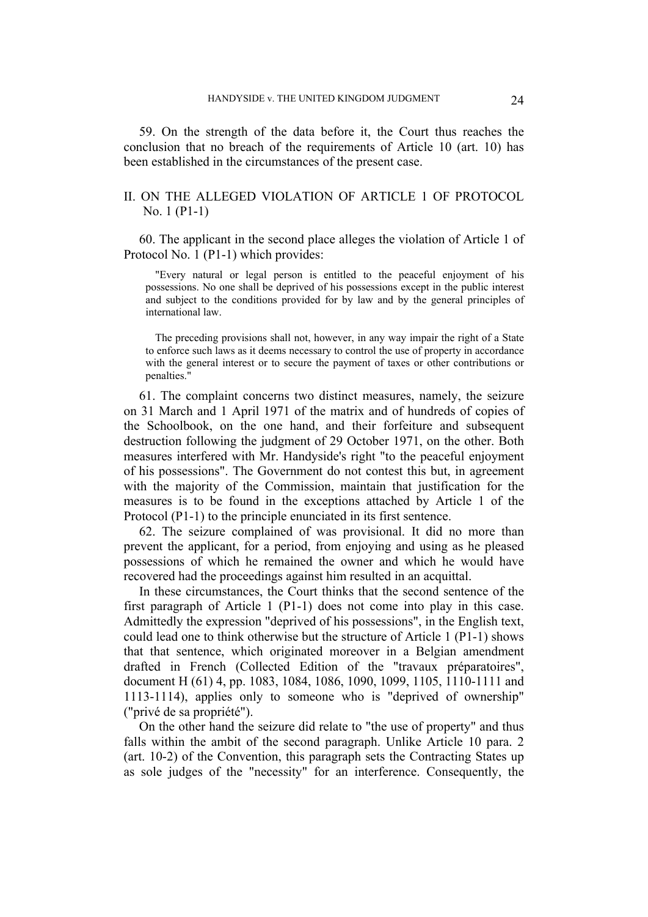59. On the strength of the data before it, the Court thus reaches the conclusion that no breach of the requirements of Article 10 (art. 10) has been established in the circumstances of the present case.

## II. ON THE ALLEGED VIOLATION OF ARTICLE 1 OF PROTOCOL No. 1 (P1-1)

60. The applicant in the second place alleges the violation of Article 1 of Protocol No. 1 (P1-1) which provides:

> "Every natural or legal person is entitled to the peaceful enjoyment of his possessions. No one shall be deprived of his possessions except in the public interest and subject to the conditions provided for by law and by the general principles of international law.
>
> The preceding provisions shall not, however, in any way impair the right of a State to enforce such laws as it deems necessary to control the use of property in accordance with the general interest or to secure the payment of taxes or other contributions or penalties."

61. The complaint concerns two distinct measures, namely, the seizure on 31 March and 1 April 1971 of the matrix and of hundreds of copies of the Schoolbook, on the one hand, and their forfeiture and subsequent destruction following the judgment of 29 October 1971, on the other. Both measures interfered with Mr. Handyside's right "to the peaceful enjoyment of his possessions". The Government do not contest this but, in agreement with the majority of the Commission, maintain that justification for the measures is to be found in the exceptions attached by Article 1 of the Protocol (P1-1) to the principle enunciated in its first sentence.

62. The seizure complained of was provisional. It did no more than prevent the applicant, for a period, from enjoying and using as he pleased possessions of which he remained the owner and which he would have recovered had the proceedings against him resulted in an acquittal.

In these circumstances, the Court thinks that the second sentence of the first paragraph of Article 1 (P1-1) does not come into play in this case. Admittedly the expression "deprived of his possessions", in the English text, could lead one to think otherwise but the structure of Article 1 (P1-1) shows that that sentence, which originated moreover in a Belgian amendment drafted in French (Collected Edition of the "travaux préparatoires", document H (61) 4, pp. 1083, 1084, 1086, 1090, 1099, 1105, 1110-1111 and 1113-1114), applies only to someone who is "deprived of ownership" ("privé de sa propriété").

On the other hand the seizure did relate to "the use of property" and thus falls within the ambit of the second paragraph. Unlike Article 10 para. 2 (art. 10-2) of the Convention, this paragraph sets the Contracting States up as sole judges of the "necessity" for an interference. Consequently, the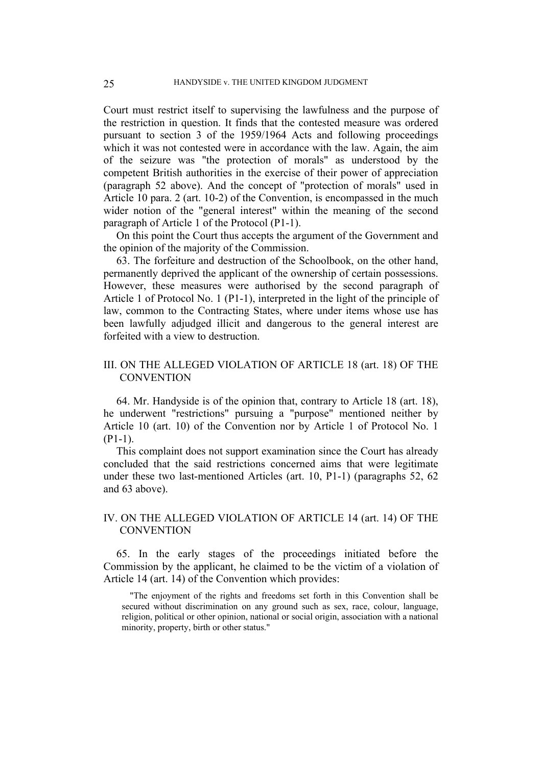Court must restrict itself to supervising the lawfulness and the purpose of the restriction in question. It finds that the contested measure was ordered pursuant to section 3 of the 1959/1964 Acts and following proceedings which it was not contested were in accordance with the law. Again, the aim of the seizure was "the protection of morals" as understood by the competent British authorities in the exercise of their power of appreciation (paragraph 52 above). And the concept of "protection of morals" used in Article 10 para. 2 (art. 10-2) of the Convention, is encompassed in the much wider notion of the "general interest" within the meaning of the second paragraph of Article 1 of the Protocol (P1-1).

On this point the Court thus accepts the argument of the Government and the opinion of the majority of the Commission.

63. The forfeiture and destruction of the Schoolbook, on the other hand, permanently deprived the applicant of the ownership of certain possessions. However, these measures were authorised by the second paragraph of Article 1 of Protocol No. 1 (P1-1), interpreted in the light of the principle of law, common to the Contracting States, where under items whose use has been lawfully adjudged illicit and dangerous to the general interest are forfeited with a view to destruction.

## III. ON THE ALLEGED VIOLATION OF ARTICLE 18 (art. 18) OF THE CONVENTION

64. Mr. Handyside is of the opinion that, contrary to Article 18 (art. 18), he underwent "restrictions" pursuing a "purpose" mentioned neither by Article 10 (art. 10) of the Convention nor by Article 1 of Protocol No. 1 (P1-1).

This complaint does not support examination since the Court has already concluded that the said restrictions concerned aims that were legitimate under these two last-mentioned Articles (art. 10, P1-1) (paragraphs 52, 62 and 63 above).

## IV. ON THE ALLEGED VIOLATION OF ARTICLE 14 (art. 14) OF THE CONVENTION

65. In the early stages of the proceedings initiated before the Commission by the applicant, he claimed to be the victim of a violation of Article 14 (art. 14) of the Convention which provides:

> "The enjoyment of the rights and freedoms set forth in this Convention shall be secured without discrimination on any ground such as sex, race, colour, language, religion, political or other opinion, national or social origin, association with a national minority, property, birth or other status."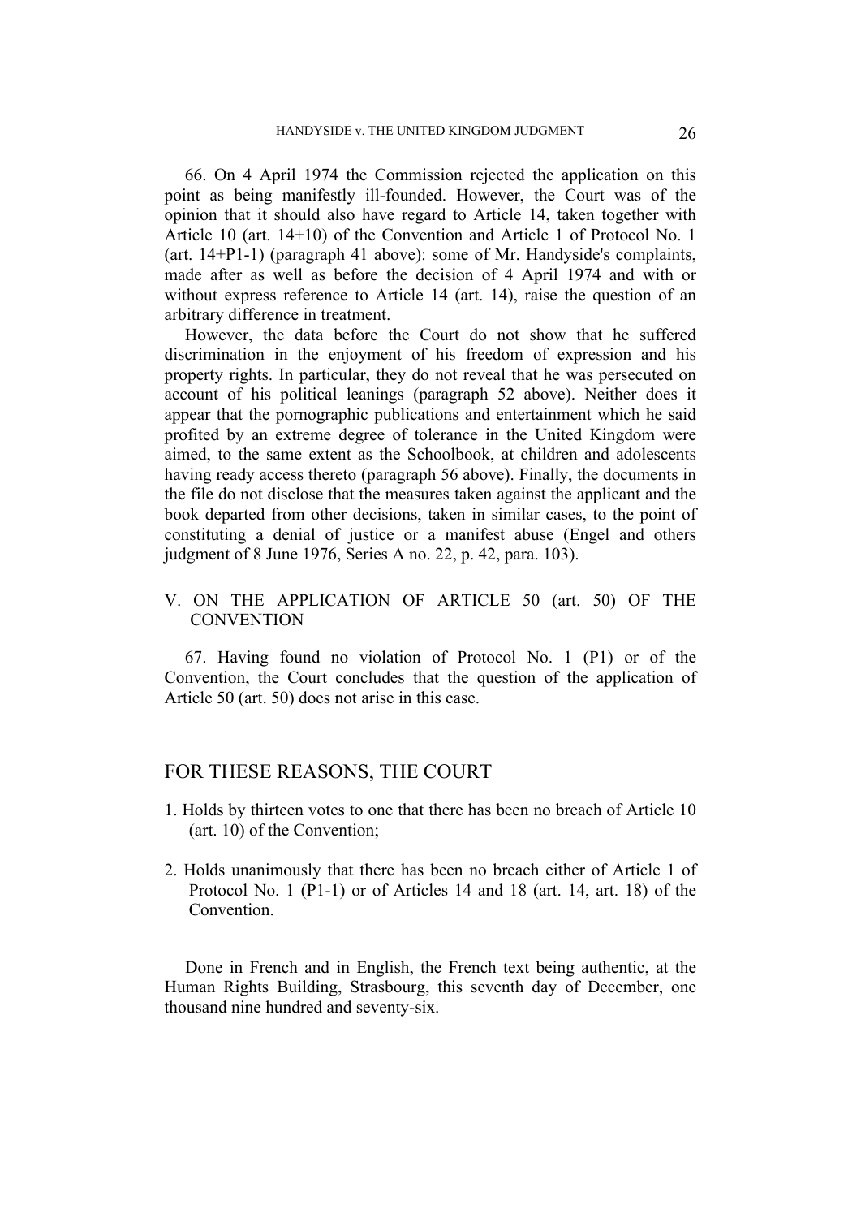66. On 4 April 1974 the Commission rejected the application on this point as being manifestly ill-founded. However, the Court was of the opinion that it should also have regard to Article 14, taken together with Article 10 (art. 14+10) of the Convention and Article 1 of Protocol No. 1 (art. 14+P1-1) (paragraph 41 above): some of Mr. Handyside's complaints, made after as well as before the decision of 4 April 1974 and with or without express reference to Article 14 (art. 14), raise the question of an arbitrary difference in treatment.

However, the data before the Court do not show that he suffered discrimination in the enjoyment of his freedom of expression and his property rights. In particular, they do not reveal that he was persecuted on account of his political leanings (paragraph 52 above). Neither does it appear that the pornographic publications and entertainment which he said profited by an extreme degree of tolerance in the United Kingdom were aimed, to the same extent as the Schoolbook, at children and adolescents having ready access thereto (paragraph 56 above). Finally, the documents in the file do not disclose that the measures taken against the applicant and the book departed from other decisions, taken in similar cases, to the point of constituting a denial of justice or a manifest abuse (Engel and others judgment of 8 June 1976, Series A no. 22, p. 42, para. 103).

## V. ON THE APPLICATION OF ARTICLE 50 (art. 50) OF THE CONVENTION

67. Having found no violation of Protocol No. 1 (P1) or of the Convention, the Court concludes that the question of the application of Article 50 (art. 50) does not arise in this case.

## FOR THESE REASONS, THE COURT

1. Holds by thirteen votes to one that there has been no breach of Article 10 (art. 10) of the Convention;

2. Holds unanimously that there has been no breach either of Article 1 of Protocol No. 1 (P1-1) or of Articles 14 and 18 (art. 14, art. 18) of the Convention.

Done in French and in English, the French text being authentic, at the Human Rights Building, Strasbourg, this seventh day of December, one thousand nine hundred and seventy-six.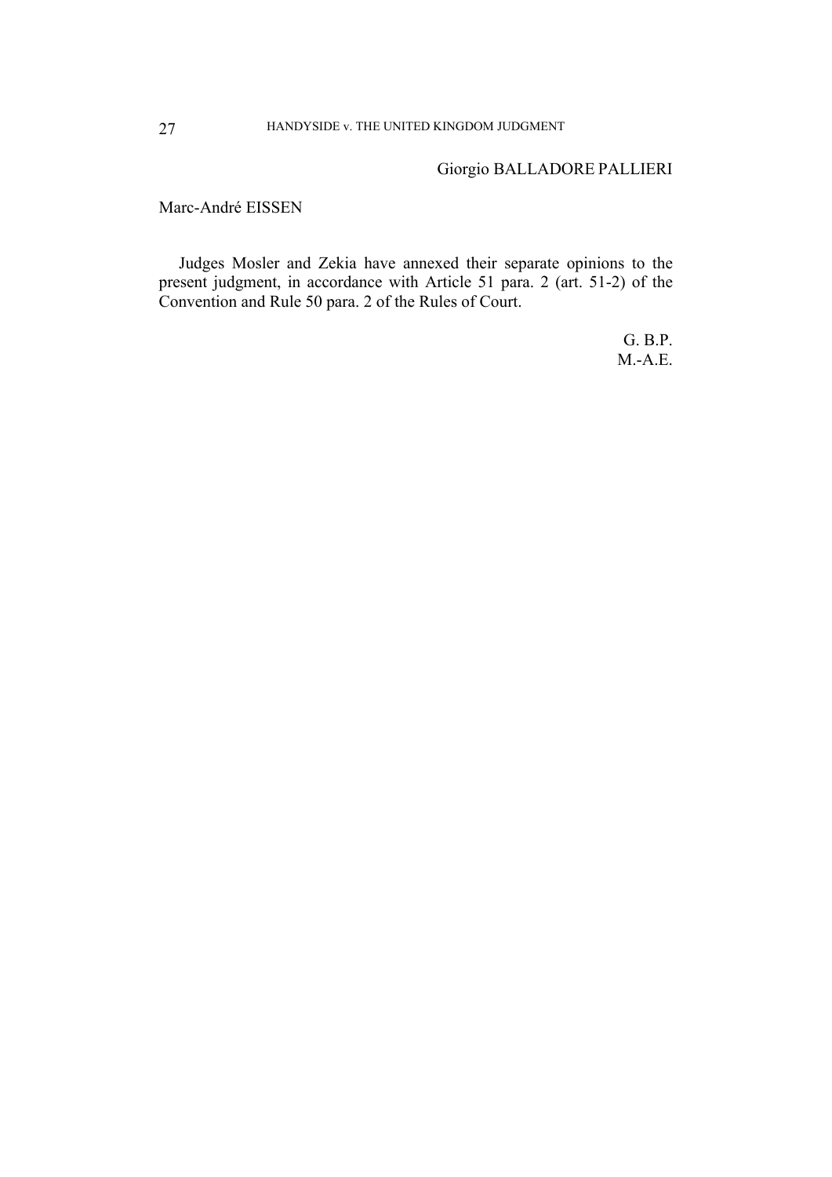Giorgio BALLADORE PALLIERI

Marc-André EISSEN

Judges Mosler and Zekia have annexed their separate opinions to the present judgment, in accordance with Article 51 para. 2 (art. 51-2) of the Convention and Rule 50 para. 2 of the Rules of Court.

G. B.P.
M.-A.E.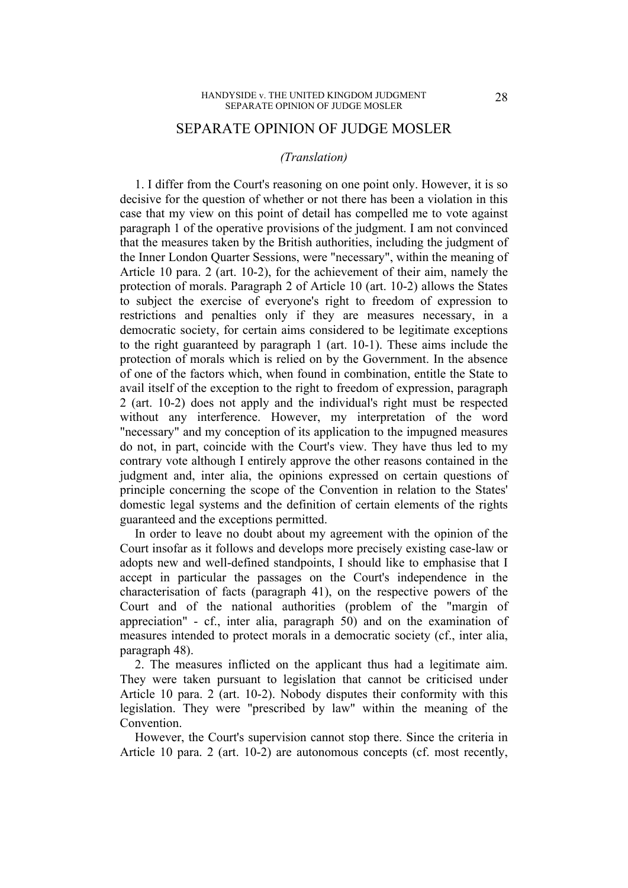# SEPARATE OPINION OF JUDGE MOSLER

*(Translation)*

1. I differ from the Court's reasoning on one point only. However, it is so decisive for the question of whether or not there has been a violation in this case that my view on this point of detail has compelled me to vote against paragraph 1 of the operative provisions of the judgment. I am not convinced that the measures taken by the British authorities, including the judgment of the Inner London Quarter Sessions, were "necessary", within the meaning of Article 10 para. 2 (art. 10-2), for the achievement of their aim, namely the protection of morals. Paragraph 2 of Article 10 (art. 10-2) allows the States to subject the exercise of everyone's right to freedom of expression to restrictions and penalties only if they are measures necessary, in a democratic society, for certain aims considered to be legitimate exceptions to the right guaranteed by paragraph 1 (art. 10-1). These aims include the protection of morals which is relied on by the Government. In the absence of one of the factors which, when found in combination, entitle the State to avail itself of the exception to the right to freedom of expression, paragraph 2 (art. 10-2) does not apply and the individual's right must be respected without any interference. However, my interpretation of the word "necessary" and my conception of its application to the impugned measures do not, in part, coincide with the Court's view. They have thus led to my contrary vote although I entirely approve the other reasons contained in the judgment and, inter alia, the opinions expressed on certain questions of principle concerning the scope of the Convention in relation to the States' domestic legal systems and the definition of certain elements of the rights guaranteed and the exceptions permitted.

In order to leave no doubt about my agreement with the opinion of the Court insofar as it follows and develops more precisely existing case-law or adopts new and well-defined standpoints, I should like to emphasise that I accept in particular the passages on the Court's independence in the characterisation of facts (paragraph 41), on the respective powers of the Court and of the national authorities (problem of the "margin of appreciation" - cf., inter alia, paragraph 50) and on the examination of measures intended to protect morals in a democratic society (cf., inter alia, paragraph 48).

2. The measures inflicted on the applicant thus had a legitimate aim. They were taken pursuant to legislation that cannot be criticised under Article 10 para. 2 (art. 10-2). Nobody disputes their conformity with this legislation. They were "prescribed by law" within the meaning of the Convention.

However, the Court's supervision cannot stop there. Since the criteria in Article 10 para. 2 (art. 10-2) are autonomous concepts (cf. most recently,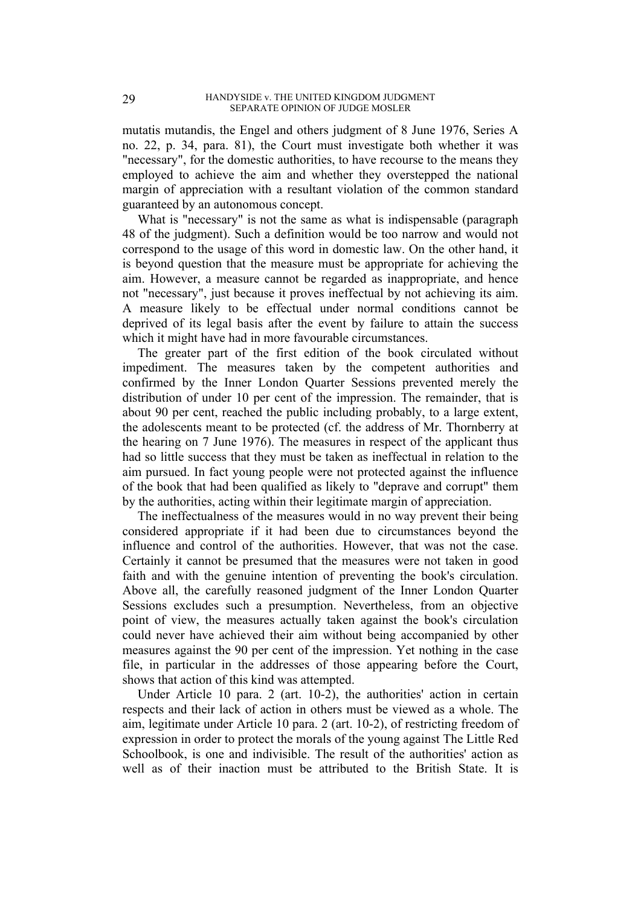mutatis mutandis, the Engel and others judgment of 8 June 1976, Series A no. 22, p. 34, para. 81), the Court must investigate both whether it was "necessary", for the domestic authorities, to have recourse to the means they employed to achieve the aim and whether they overstepped the national margin of appreciation with a resultant violation of the common standard guaranteed by an autonomous concept.

What is "necessary" is not the same as what is indispensable (paragraph 48 of the judgment). Such a definition would be too narrow and would not correspond to the usage of this word in domestic law. On the other hand, it is beyond question that the measure must be appropriate for achieving the aim. However, a measure cannot be regarded as inappropriate, and hence not "necessary", just because it proves ineffectual by not achieving its aim. A measure likely to be effectual under normal conditions cannot be deprived of its legal basis after the event by failure to attain the success which it might have had in more favourable circumstances.

The greater part of the first edition of the book circulated without impediment. The measures taken by the competent authorities and confirmed by the Inner London Quarter Sessions prevented merely the distribution of under 10 per cent of the impression. The remainder, that is about 90 per cent, reached the public including probably, to a large extent, the adolescents meant to be protected (cf. the address of Mr. Thornberry at the hearing on 7 June 1976). The measures in respect of the applicant thus had so little success that they must be taken as ineffectual in relation to the aim pursued. In fact young people were not protected against the influence of the book that had been qualified as likely to "deprave and corrupt" them by the authorities, acting within their legitimate margin of appreciation.

The ineffectualness of the measures would in no way prevent their being considered appropriate if it had been due to circumstances beyond the influence and control of the authorities. However, that was not the case. Certainly it cannot be presumed that the measures were not taken in good faith and with the genuine intention of preventing the book's circulation. Above all, the carefully reasoned judgment of the Inner London Quarter Sessions excludes such a presumption. Nevertheless, from an objective point of view, the measures actually taken against the book's circulation could never have achieved their aim without being accompanied by other measures against the 90 per cent of the impression. Yet nothing in the case file, in particular in the addresses of those appearing before the Court, shows that action of this kind was attempted.

Under Article 10 para. 2 (art. 10-2), the authorities' action in certain respects and their lack of action in others must be viewed as a whole. The aim, legitimate under Article 10 para. 2 (art. 10-2), of restricting freedom of expression in order to protect the morals of the young against The Little Red Schoolbook, is one and indivisible. The result of the authorities' action as well as of their inaction must be attributed to the British State. It is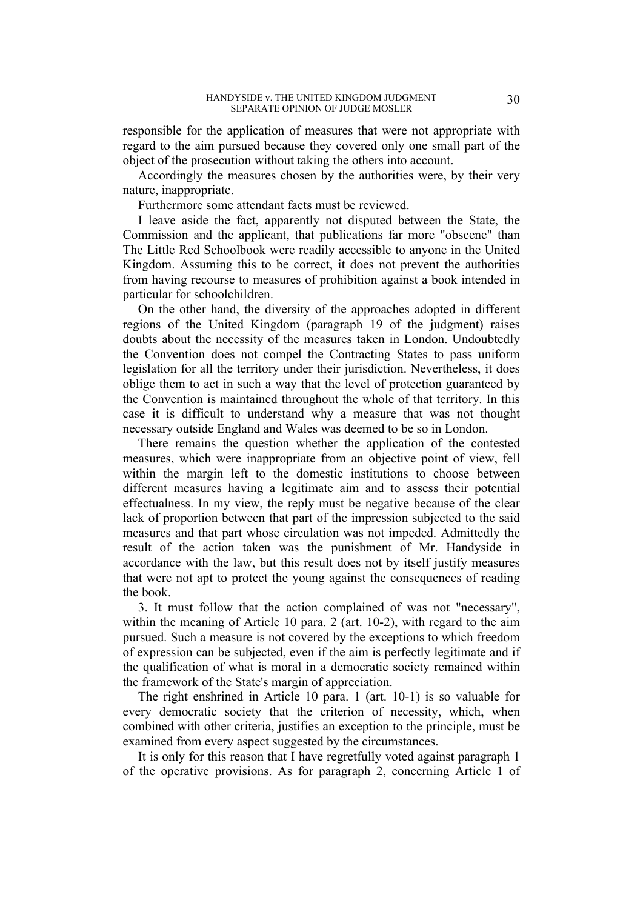responsible for the application of measures that were not appropriate with regard to the aim pursued because they covered only one small part of the object of the prosecution without taking the others into account.

Accordingly the measures chosen by the authorities were, by their very nature, inappropriate.

Furthermore some attendant facts must be reviewed.

I leave aside the fact, apparently not disputed between the State, the Commission and the applicant, that publications far more "obscene" than The Little Red Schoolbook were readily accessible to anyone in the United Kingdom. Assuming this to be correct, it does not prevent the authorities from having recourse to measures of prohibition against a book intended in particular for schoolchildren.

On the other hand, the diversity of the approaches adopted in different regions of the United Kingdom (paragraph 19 of the judgment) raises doubts about the necessity of the measures taken in London. Undoubtedly the Convention does not compel the Contracting States to pass uniform legislation for all the territory under their jurisdiction. Nevertheless, it does oblige them to act in such a way that the level of protection guaranteed by the Convention is maintained throughout the whole of that territory. In this case it is difficult to understand why a measure that was not thought necessary outside England and Wales was deemed to be so in London.

There remains the question whether the application of the contested measures, which were inappropriate from an objective point of view, fell within the margin left to the domestic institutions to choose between different measures having a legitimate aim and to assess their potential effectualness. In my view, the reply must be negative because of the clear lack of proportion between that part of the impression subjected to the said measures and that part whose circulation was not impeded. Admittedly the result of the action taken was the punishment of Mr. Handyside in accordance with the law, but this result does not by itself justify measures that were not apt to protect the young against the consequences of reading the book.

3. It must follow that the action complained of was not "necessary", within the meaning of Article 10 para. 2 (art. 10-2), with regard to the aim pursued. Such a measure is not covered by the exceptions to which freedom of expression can be subjected, even if the aim is perfectly legitimate and if the qualification of what is moral in a democratic society remained within the framework of the State's margin of appreciation.

The right enshrined in Article 10 para. 1 (art. 10-1) is so valuable for every democratic society that the criterion of necessity, which, when combined with other criteria, justifies an exception to the principle, must be examined from every aspect suggested by the circumstances.

It is only for this reason that I have regretfully voted against paragraph 1 of the operative provisions. As for paragraph 2, concerning Article 1 of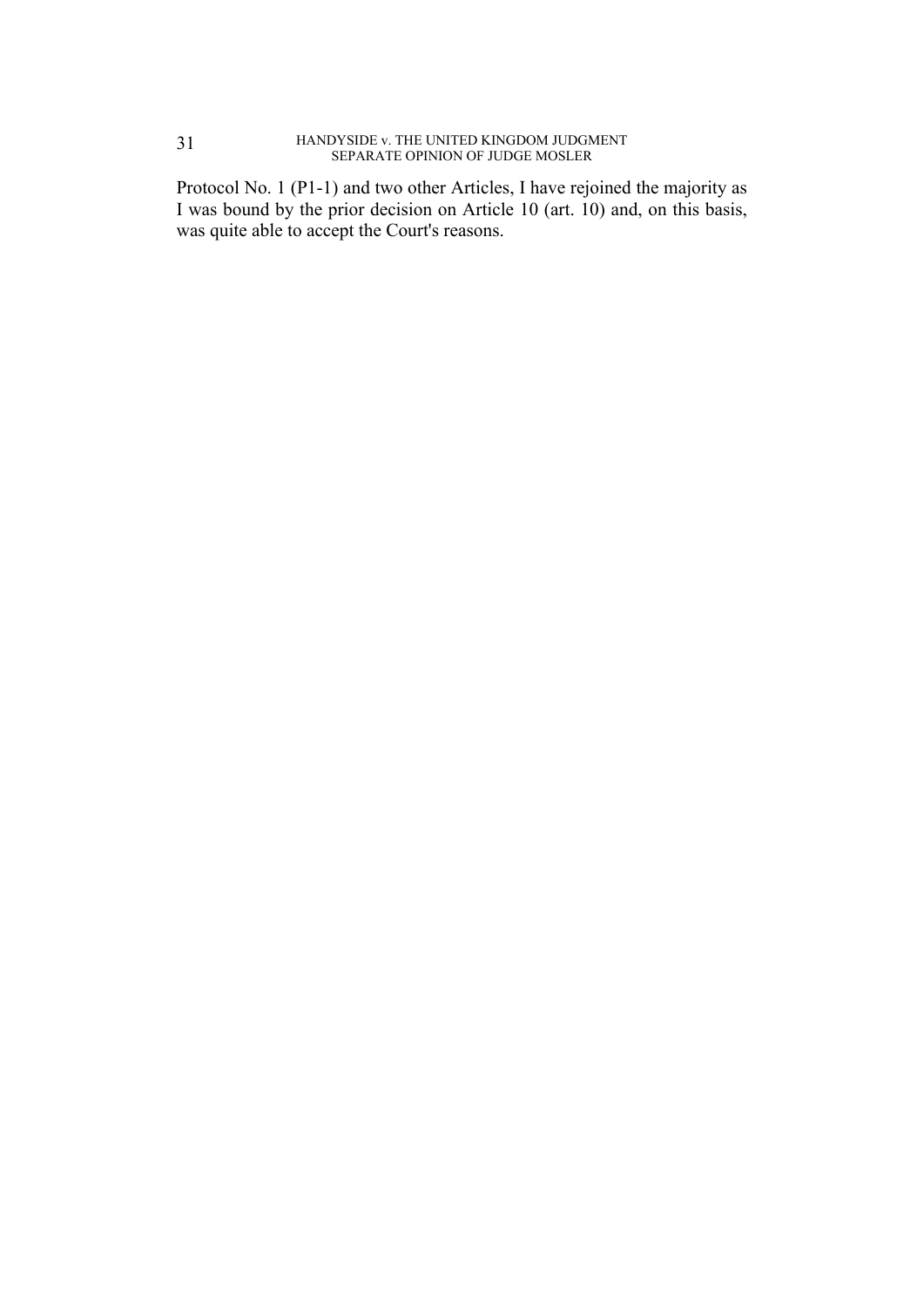Protocol No. 1 (P1-1) and two other Articles, I have rejoined the majority as I was bound by the prior decision on Article 10 (art. 10) and, on this basis, was quite able to accept the Court's reasons.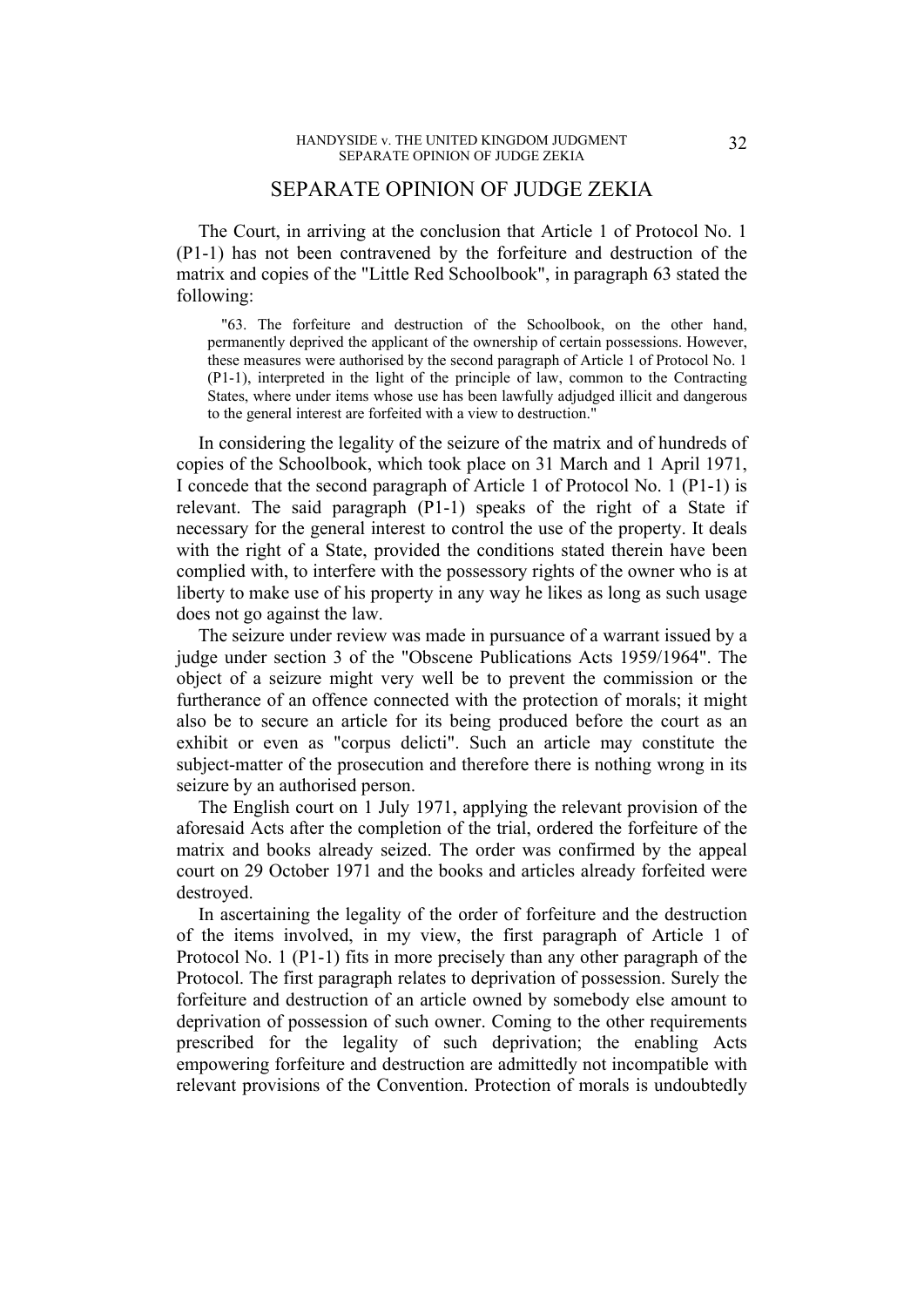## SEPARATE OPINION OF JUDGE ZEKIA

The Court, in arriving at the conclusion that Article 1 of Protocol No. 1 (P1-1) has not been contravened by the forfeiture and destruction of the matrix and copies of the "Little Red Schoolbook", in paragraph 63 stated the following:

> "63. The forfeiture and destruction of the Schoolbook, on the other hand, permanently deprived the applicant of the ownership of certain possessions. However, these measures were authorised by the second paragraph of Article 1 of Protocol No. 1 (P1-1), interpreted in the light of the principle of law, common to the Contracting States, where under items whose use has been lawfully adjudged illicit and dangerous to the general interest are forfeited with a view to destruction."

In considering the legality of the seizure of the matrix and of hundreds of copies of the Schoolbook, which took place on 31 March and 1 April 1971, I concede that the second paragraph of Article 1 of Protocol No. 1 (P1-1) is relevant. The said paragraph (P1-1) speaks of the right of a State if necessary for the general interest to control the use of the property. It deals with the right of a State, provided the conditions stated therein have been complied with, to interfere with the possessory rights of the owner who is at liberty to make use of his property in any way he likes as long as such usage does not go against the law.

The seizure under review was made in pursuance of a warrant issued by a judge under section 3 of the "Obscene Publications Acts 1959/1964". The object of a seizure might very well be to prevent the commission or the furtherance of an offence connected with the protection of morals; it might also be to secure an article for its being produced before the court as an exhibit or even as "corpus delicti". Such an article may constitute the subject-matter of the prosecution and therefore there is nothing wrong in its seizure by an authorised person.

The English court on 1 July 1971, applying the relevant provision of the aforesaid Acts after the completion of the trial, ordered the forfeiture of the matrix and books already seized. The order was confirmed by the appeal court on 29 October 1971 and the books and articles already forfeited were destroyed.

In ascertaining the legality of the order of forfeiture and the destruction of the items involved, in my view, the first paragraph of Article 1 of Protocol No. 1 (P1-1) fits in more precisely than any other paragraph of the Protocol. The first paragraph relates to deprivation of possession. Surely the forfeiture and destruction of an article owned by somebody else amount to deprivation of possession of such owner. Coming to the other requirements prescribed for the legality of such deprivation; the enabling Acts empowering forfeiture and destruction are admittedly not incompatible with relevant provisions of the Convention. Protection of morals is undoubtedly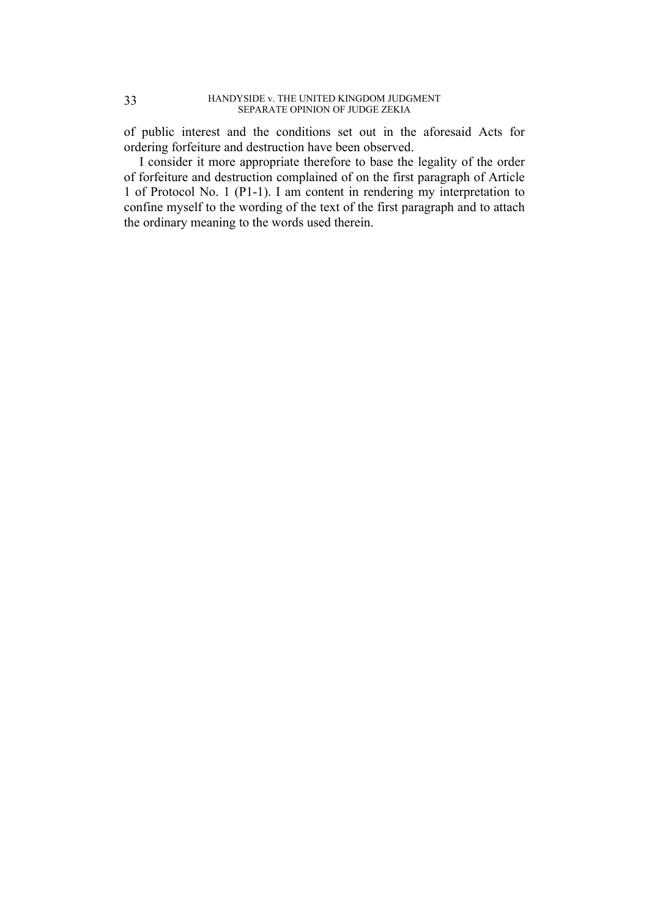of public interest and the conditions set out in the aforesaid Acts for ordering forfeiture and destruction have been observed.

I consider it more appropriate therefore to base the legality of the order of forfeiture and destruction complained of on the first paragraph of Article 1 of Protocol No. 1 (P1-1). I am content in rendering my interpretation to confine myself to the wording of the text of the first paragraph and to attach the ordinary meaning to the words used therein.